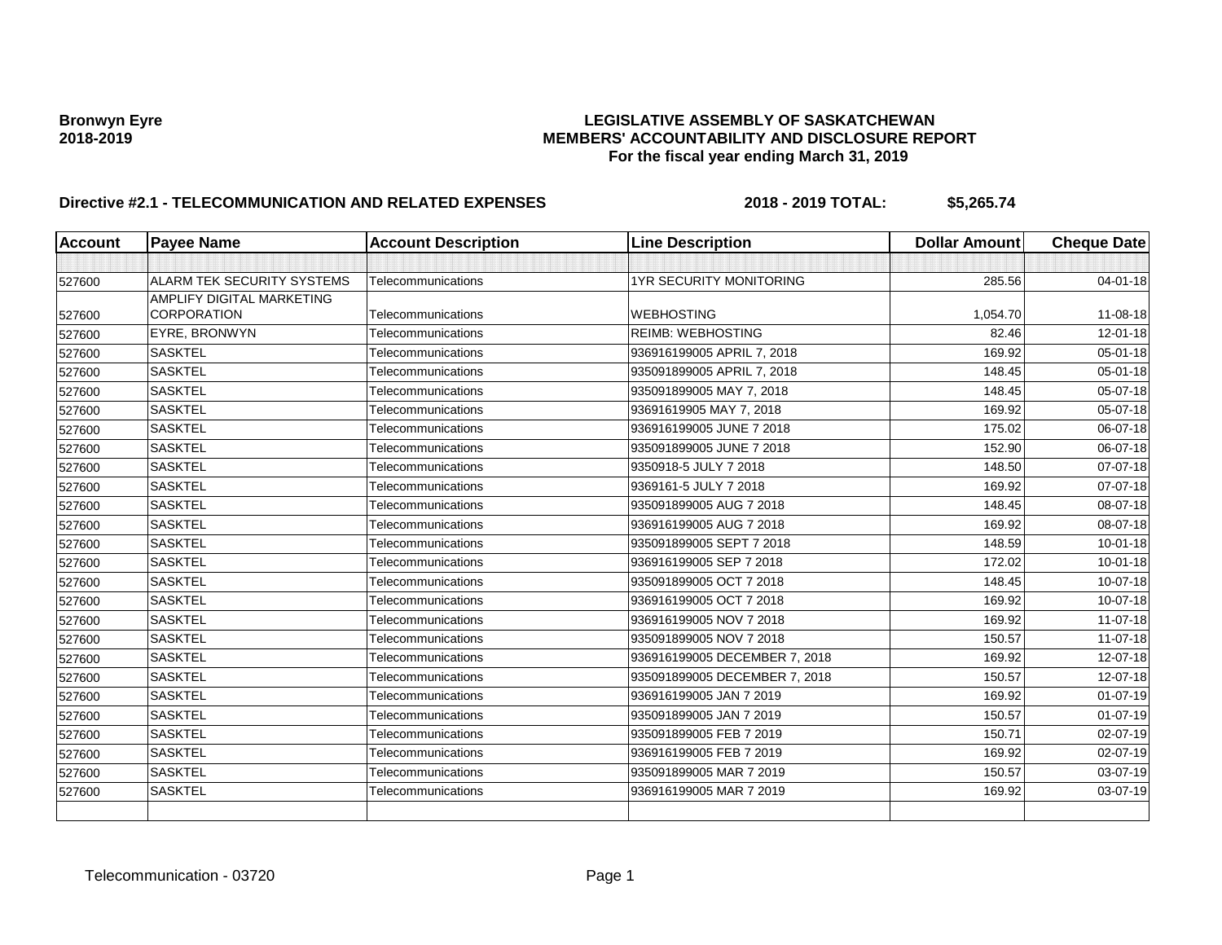**Bronwyn Eyre**
**2018-2019**

**LEGISLATIVE ASSEMBLY OF SASKATCHEWAN**
**MEMBERS' ACCOUNTABILITY AND DISCLOSURE REPORT**
**For the fiscal year ending March 31, 2019**

**Directive #2.1 - TELECOMMUNICATION AND RELATED EXPENSES** **2018 - 2019 TOTAL: $5,265.74**

| Account | Payee Name | Account Description | Line Description | Dollar Amount | Cheque Date |
|---|---|---|---|---|---|
| | | | | | |
| 527600 | ALARM TEK SECURITY SYSTEMS | Telecommunications | 1YR SECURITY MONITORING | 285.56 | 04-01-18 |
| 527600 | AMPLIFY DIGITAL MARKETING CORPORATION | Telecommunications | WEBHOSTING | 1,054.70 | 11-08-18 |
| 527600 | EYRE, BRONWYN | Telecommunications | REIMB: WEBHOSTING | 82.46 | 12-01-18 |
| 527600 | SASKTEL | Telecommunications | 936916199005 APRIL 7, 2018 | 169.92 | 05-01-18 |
| 527600 | SASKTEL | Telecommunications | 935091899005 APRIL 7, 2018 | 148.45 | 05-01-18 |
| 527600 | SASKTEL | Telecommunications | 935091899005 MAY 7, 2018 | 148.45 | 05-07-18 |
| 527600 | SASKTEL | Telecommunications | 93691619905 MAY 7, 2018 | 169.92 | 05-07-18 |
| 527600 | SASKTEL | Telecommunications | 936916199005 JUNE 7 2018 | 175.02 | 06-07-18 |
| 527600 | SASKTEL | Telecommunications | 935091899005 JUNE 7 2018 | 152.90 | 06-07-18 |
| 527600 | SASKTEL | Telecommunications | 9350918-5 JULY 7 2018 | 148.50 | 07-07-18 |
| 527600 | SASKTEL | Telecommunications | 9369161-5 JULY 7 2018 | 169.92 | 07-07-18 |
| 527600 | SASKTEL | Telecommunications | 935091899005 AUG 7 2018 | 148.45 | 08-07-18 |
| 527600 | SASKTEL | Telecommunications | 936916199005 AUG 7 2018 | 169.92 | 08-07-18 |
| 527600 | SASKTEL | Telecommunications | 935091899005 SEPT 7 2018 | 148.59 | 10-01-18 |
| 527600 | SASKTEL | Telecommunications | 936916199005 SEP 7 2018 | 172.02 | 10-01-18 |
| 527600 | SASKTEL | Telecommunications | 935091899005 OCT 7 2018 | 148.45 | 10-07-18 |
| 527600 | SASKTEL | Telecommunications | 936916199005 OCT 7 2018 | 169.92 | 10-07-18 |
| 527600 | SASKTEL | Telecommunications | 936916199005 NOV 7 2018 | 169.92 | 11-07-18 |
| 527600 | SASKTEL | Telecommunications | 935091899005 NOV 7 2018 | 150.57 | 11-07-18 |
| 527600 | SASKTEL | Telecommunications | 936916199005 DECEMBER 7, 2018 | 169.92 | 12-07-18 |
| 527600 | SASKTEL | Telecommunications | 935091899005 DECEMBER 7, 2018 | 150.57 | 12-07-18 |
| 527600 | SASKTEL | Telecommunications | 936916199005 JAN 7 2019 | 169.92 | 01-07-19 |
| 527600 | SASKTEL | Telecommunications | 935091899005 JAN 7 2019 | 150.57 | 01-07-19 |
| 527600 | SASKTEL | Telecommunications | 935091899005 FEB 7 2019 | 150.71 | 02-07-19 |
| 527600 | SASKTEL | Telecommunications | 936916199005 FEB 7 2019 | 169.92 | 02-07-19 |
| 527600 | SASKTEL | Telecommunications | 935091899005 MAR 7 2019 | 150.57 | 03-07-19 |
| 527600 | SASKTEL | Telecommunications | 936916199005 MAR 7 2019 | 169.92 | 03-07-19 |
| | | | | | |

Telecommunication - 03720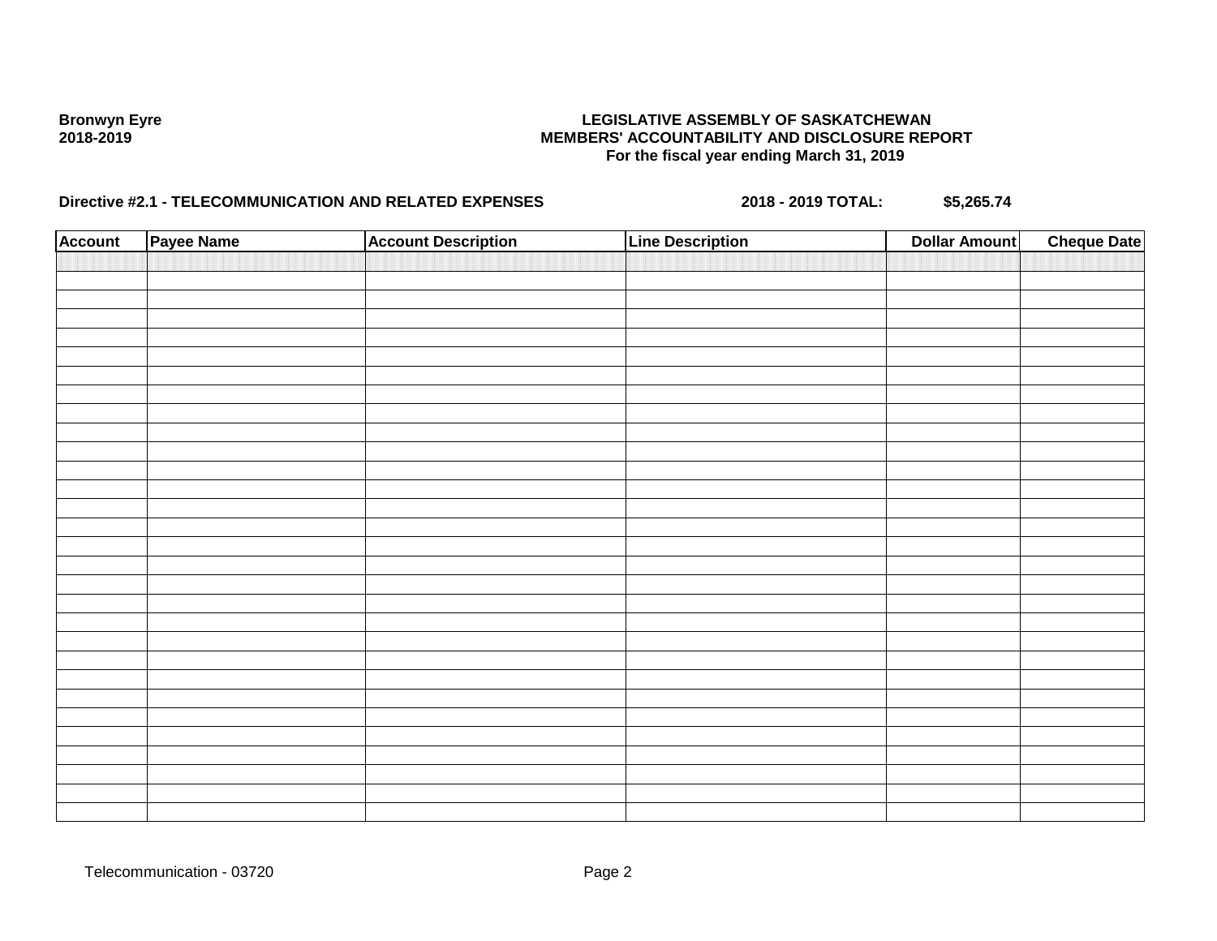**Bronwyn Eyre**
**2018-2019**

**LEGISLATIVE ASSEMBLY OF SASKATCHEWAN**
**MEMBERS' ACCOUNTABILITY AND DISCLOSURE REPORT**
**For the fiscal year ending March 31, 2019**

**Directive #2.1 - TELECOMMUNICATION AND RELATED EXPENSES** **2018 - 2019 TOTAL:** **$5,265.74**

| Account | Payee Name | Account Description | Line Description | Dollar Amount | Cheque Date |
|---|---|---|---|---|---|
| | | | | | |

Telecommunication - 03720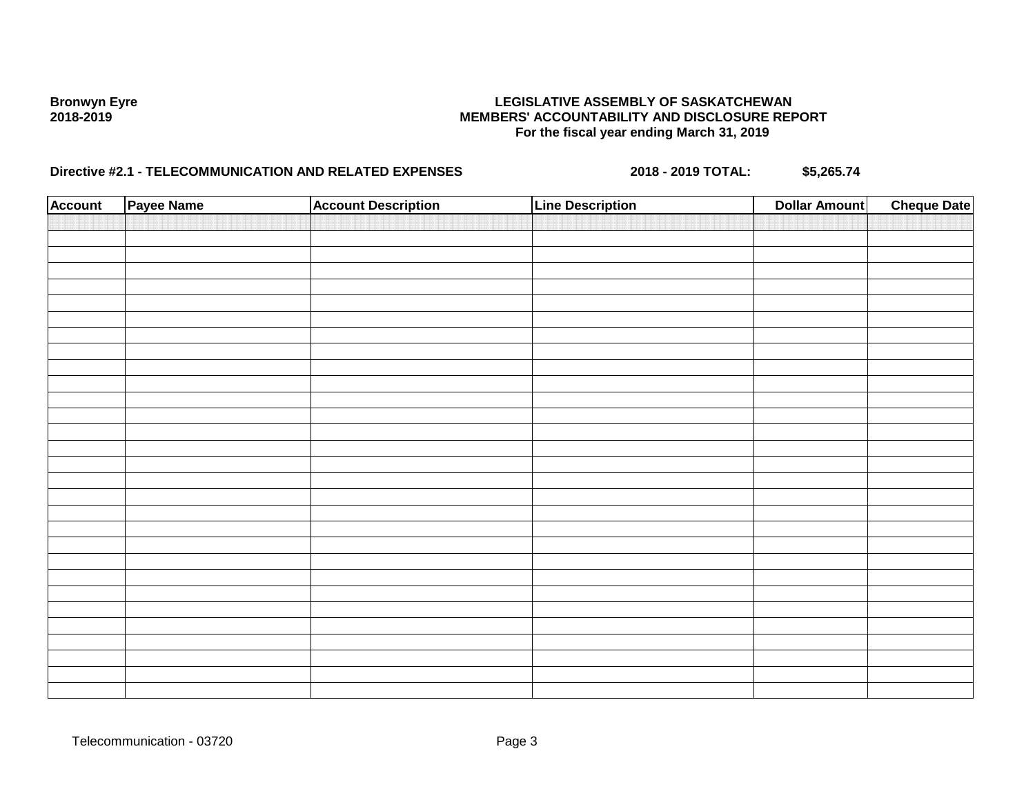**Bronwyn Eyre**
**2018-2019**

**LEGISLATIVE ASSEMBLY OF SASKATCHEWAN**
**MEMBERS' ACCOUNTABILITY AND DISCLOSURE REPORT**
**For the fiscal year ending March 31, 2019**

**Directive #2.1 - TELECOMMUNICATION AND RELATED EXPENSES** **2018 - 2019 TOTAL:** **$5,265.74**

| Account | Payee Name | Account Description | Line Description | Dollar Amount | Cheque Date |
|---|---|---|---|---|---|
| | | | | | |

Telecommunication - 03720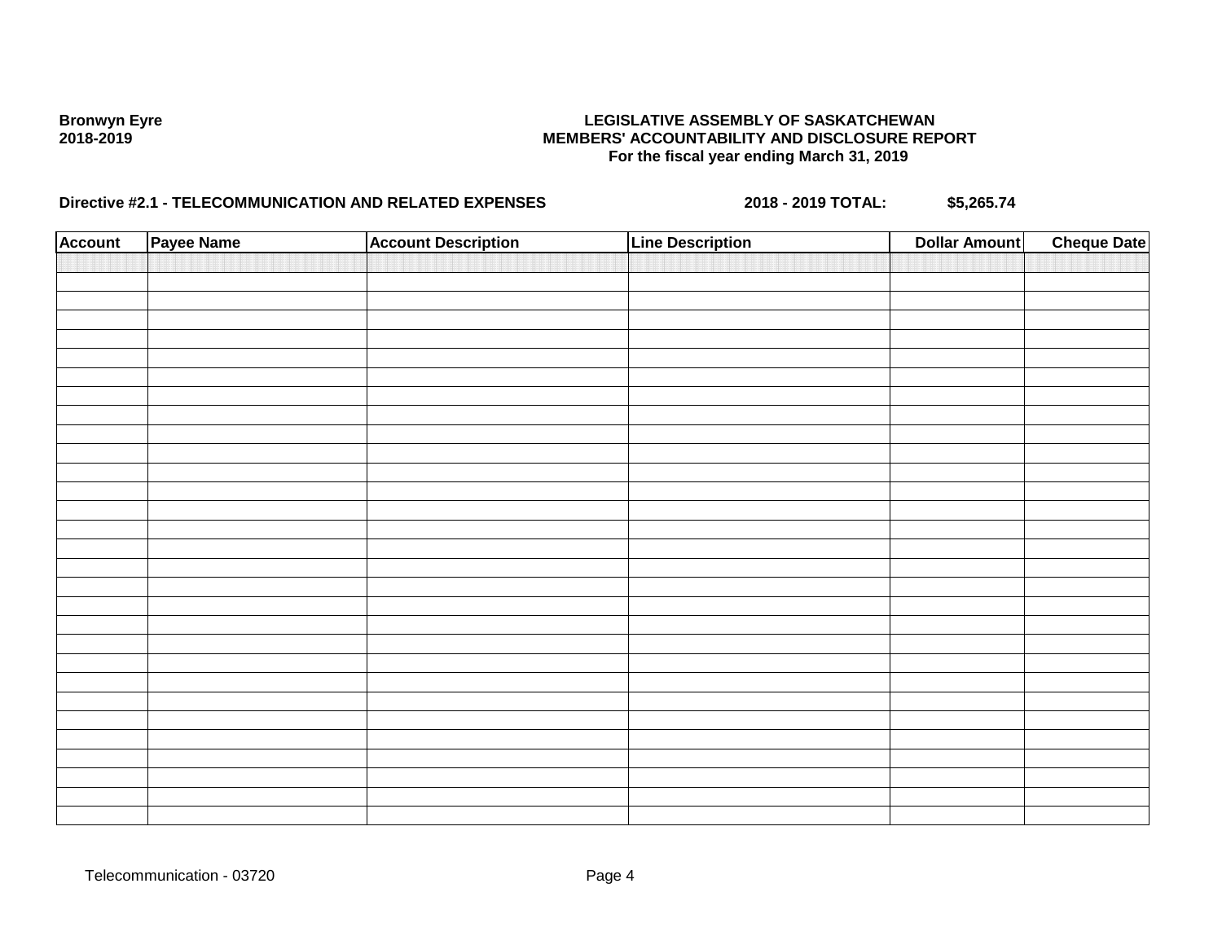**Bronwyn Eyre**
**2018-2019**

**LEGISLATIVE ASSEMBLY OF SASKATCHEWAN**
**MEMBERS' ACCOUNTABILITY AND DISCLOSURE REPORT**
**For the fiscal year ending March 31, 2019**

**Directive #2.1 - TELECOMMUNICATION AND RELATED EXPENSES** **2018 - 2019 TOTAL:** **$5,265.74**

| Account | Payee Name | Account Description | Line Description | Dollar Amount | Cheque Date |
|---|---|---|---|---|---|
| | | | | | |

Telecommunication - 03720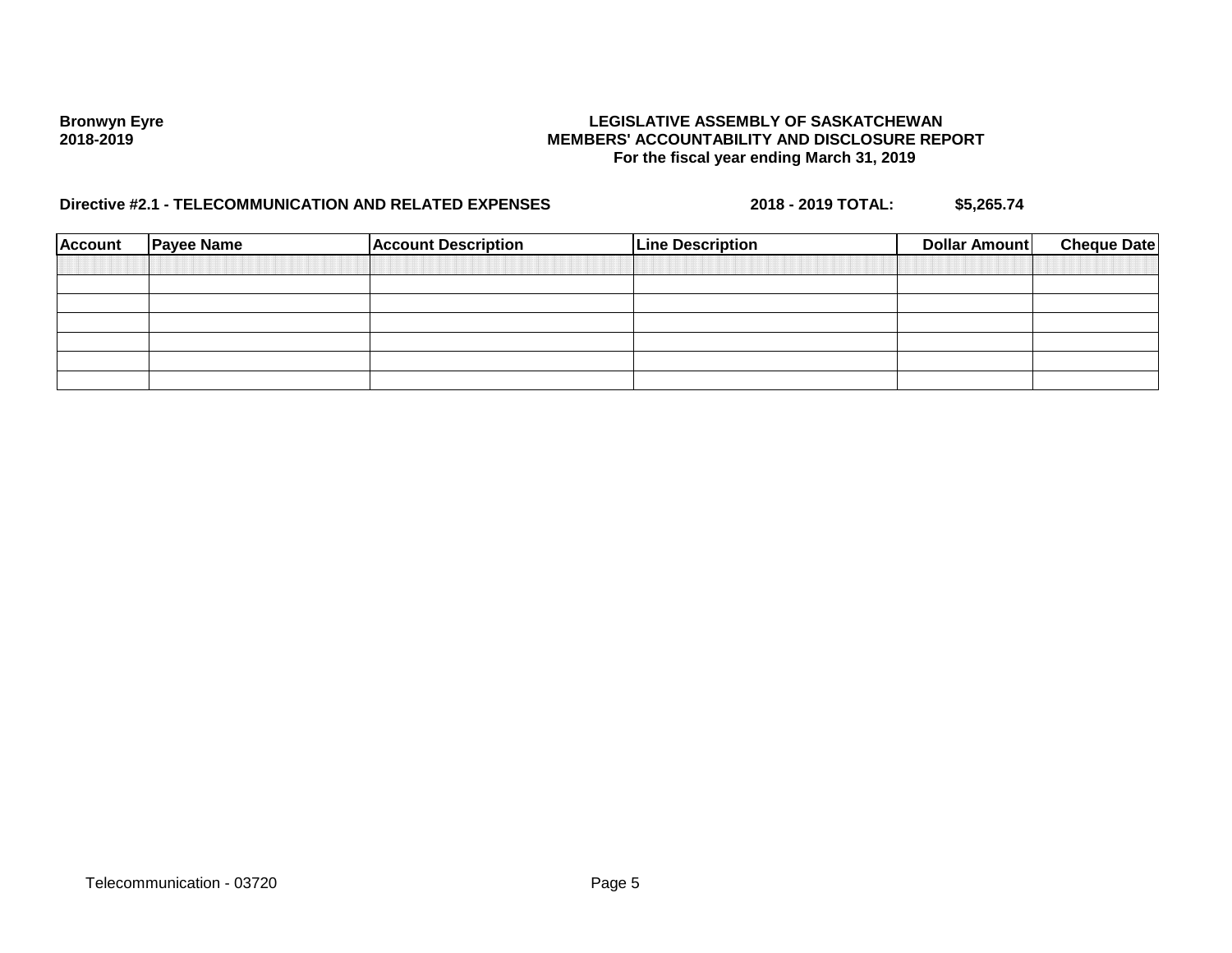**Bronwyn Eyre**
**2018-2019**

**LEGISLATIVE ASSEMBLY OF SASKATCHEWAN**
**MEMBERS' ACCOUNTABILITY AND DISCLOSURE REPORT**
**For the fiscal year ending March 31, 2019**

**Directive #2.1 - TELECOMMUNICATION AND RELATED EXPENSES** **2018 - 2019 TOTAL:** **$5,265.74**

| Account | Payee Name | Account Description | Line Description | Dollar Amount | Cheque Date |
|---|---|---|---|---|---|
| | | | | | |
| | | | | | |
| | | | | | |
| | | | | | |
| | | | | | |
| | | | | | |

Telecommunication - 03720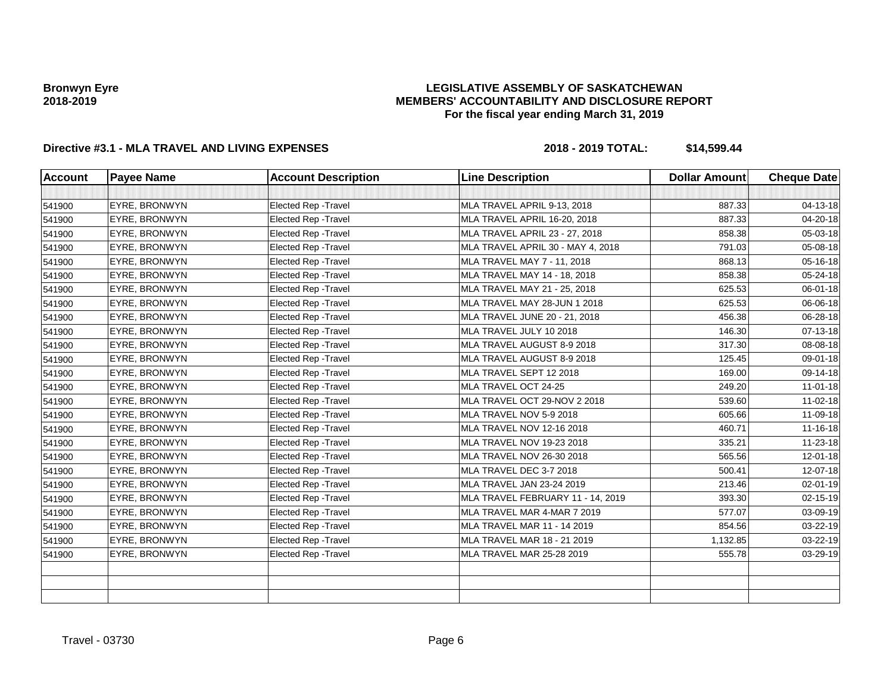**Bronwyn Eyre**
**2018-2019**

**LEGISLATIVE ASSEMBLY OF SASKATCHEWAN**
**MEMBERS' ACCOUNTABILITY AND DISCLOSURE REPORT**
**For the fiscal year ending March 31, 2019**

**Directive #3.1 - MLA TRAVEL AND LIVING EXPENSES** **2018 - 2019 TOTAL: $14,599.44**

| Account | Payee Name | Account Description | Line Description | Dollar Amount | Cheque Date |
|---|---|---|---|---|---|
| | | | | | |
| 541900 | EYRE, BRONWYN | Elected Rep -Travel | MLA TRAVEL APRIL 9-13, 2018 | 887.33 | 04-13-18 |
| 541900 | EYRE, BRONWYN | Elected Rep -Travel | MLA TRAVEL APRIL 16-20, 2018 | 887.33 | 04-20-18 |
| 541900 | EYRE, BRONWYN | Elected Rep -Travel | MLA TRAVEL APRIL 23 - 27, 2018 | 858.38 | 05-03-18 |
| 541900 | EYRE, BRONWYN | Elected Rep -Travel | MLA TRAVEL APRIL 30 - MAY 4, 2018 | 791.03 | 05-08-18 |
| 541900 | EYRE, BRONWYN | Elected Rep -Travel | MLA TRAVEL MAY 7 - 11, 2018 | 868.13 | 05-16-18 |
| 541900 | EYRE, BRONWYN | Elected Rep -Travel | MLA TRAVEL MAY 14 - 18, 2018 | 858.38 | 05-24-18 |
| 541900 | EYRE, BRONWYN | Elected Rep -Travel | MLA TRAVEL MAY 21 - 25, 2018 | 625.53 | 06-01-18 |
| 541900 | EYRE, BRONWYN | Elected Rep -Travel | MLA TRAVEL MAY 28-JUN 1 2018 | 625.53 | 06-06-18 |
| 541900 | EYRE, BRONWYN | Elected Rep -Travel | MLA TRAVEL JUNE 20 - 21, 2018 | 456.38 | 06-28-18 |
| 541900 | EYRE, BRONWYN | Elected Rep -Travel | MLA TRAVEL JULY 10 2018 | 146.30 | 07-13-18 |
| 541900 | EYRE, BRONWYN | Elected Rep -Travel | MLA TRAVEL AUGUST 8-9 2018 | 317.30 | 08-08-18 |
| 541900 | EYRE, BRONWYN | Elected Rep -Travel | MLA TRAVEL AUGUST 8-9 2018 | 125.45 | 09-01-18 |
| 541900 | EYRE, BRONWYN | Elected Rep -Travel | MLA TRAVEL SEPT 12 2018 | 169.00 | 09-14-18 |
| 541900 | EYRE, BRONWYN | Elected Rep -Travel | MLA TRAVEL OCT 24-25 | 249.20 | 11-01-18 |
| 541900 | EYRE, BRONWYN | Elected Rep -Travel | MLA TRAVEL OCT 29-NOV 2 2018 | 539.60 | 11-02-18 |
| 541900 | EYRE, BRONWYN | Elected Rep -Travel | MLA TRAVEL NOV 5-9 2018 | 605.66 | 11-09-18 |
| 541900 | EYRE, BRONWYN | Elected Rep -Travel | MLA TRAVEL NOV 12-16 2018 | 460.71 | 11-16-18 |
| 541900 | EYRE, BRONWYN | Elected Rep -Travel | MLA TRAVEL NOV 19-23 2018 | 335.21 | 11-23-18 |
| 541900 | EYRE, BRONWYN | Elected Rep -Travel | MLA TRAVEL NOV 26-30 2018 | 565.56 | 12-01-18 |
| 541900 | EYRE, BRONWYN | Elected Rep -Travel | MLA TRAVEL DEC 3-7 2018 | 500.41 | 12-07-18 |
| 541900 | EYRE, BRONWYN | Elected Rep -Travel | MLA TRAVEL JAN 23-24 2019 | 213.46 | 02-01-19 |
| 541900 | EYRE, BRONWYN | Elected Rep -Travel | MLA TRAVEL FEBRUARY 11 - 14, 2019 | 393.30 | 02-15-19 |
| 541900 | EYRE, BRONWYN | Elected Rep -Travel | MLA TRAVEL MAR 4-MAR 7 2019 | 577.07 | 03-09-19 |
| 541900 | EYRE, BRONWYN | Elected Rep -Travel | MLA TRAVEL MAR 11 - 14 2019 | 854.56 | 03-22-19 |
| 541900 | EYRE, BRONWYN | Elected Rep -Travel | MLA TRAVEL MAR 18 - 21 2019 | 1,132.85 | 03-22-19 |
| 541900 | EYRE, BRONWYN | Elected Rep -Travel | MLA TRAVEL MAR 25-28 2019 | 555.78 | 03-29-19 |
| | | | | | |
| | | | | | |
| | | | | | |

Travel - 03730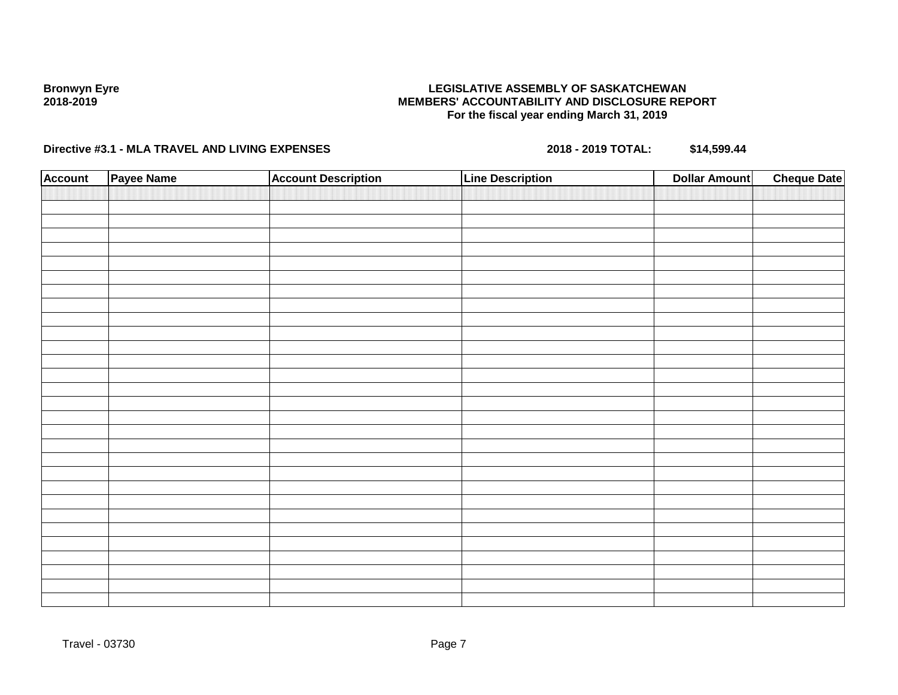**Bronwyn Eyre**
**2018-2019**

**LEGISLATIVE ASSEMBLY OF SASKATCHEWAN**
**MEMBERS' ACCOUNTABILITY AND DISCLOSURE REPORT**
**For the fiscal year ending March 31, 2019**

**Directive #3.1 - MLA TRAVEL AND LIVING EXPENSES** **2018 - 2019 TOTAL: $14,599.44**

| Account | Payee Name | Account Description | Line Description | Dollar Amount | Cheque Date |
|---|---|---|---|---|---|
| | | | | | |

Travel - 03730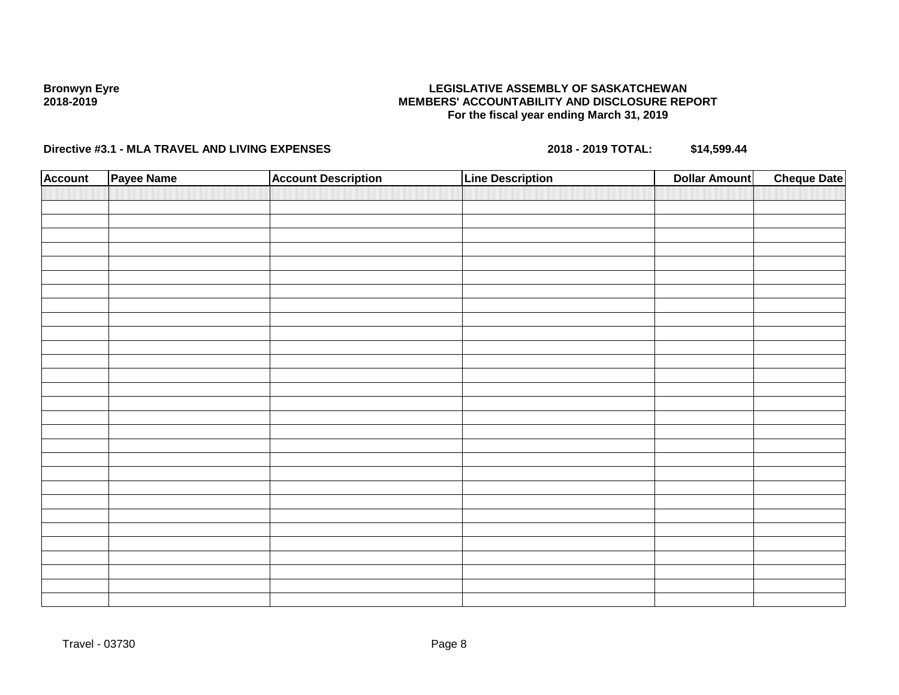**Bronwyn Eyre**
**2018-2019**

**LEGISLATIVE ASSEMBLY OF SASKATCHEWAN**
**MEMBERS' ACCOUNTABILITY AND DISCLOSURE REPORT**
**For the fiscal year ending March 31, 2019**

**Directive #3.1 - MLA TRAVEL AND LIVING EXPENSES** **2018 - 2019 TOTAL:** **$14,599.44**

| Account | Payee Name | Account Description | Line Description | Dollar Amount | Cheque Date |
|---|---|---|---|---|---|
| | | | | | |

Travel - 03730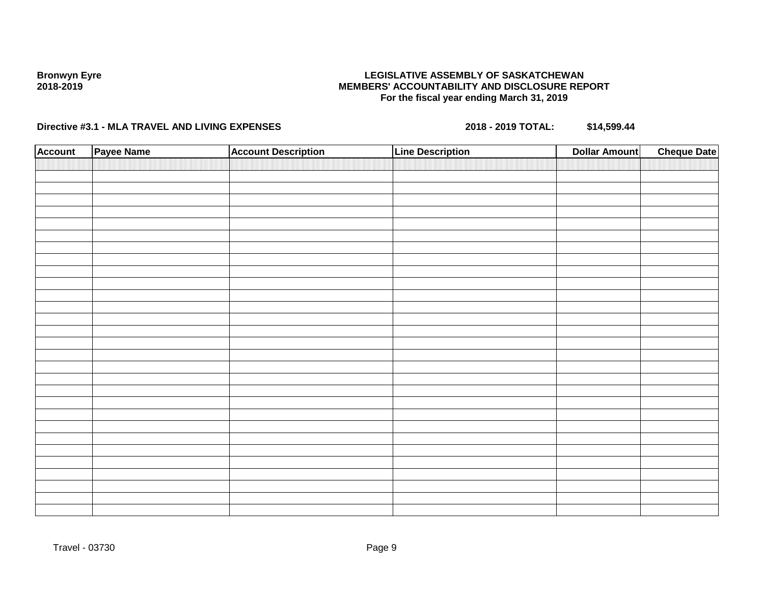**Bronwyn Eyre**
**2018-2019**

**LEGISLATIVE ASSEMBLY OF SASKATCHEWAN**
**MEMBERS' ACCOUNTABILITY AND DISCLOSURE REPORT**
**For the fiscal year ending March 31, 2019**

**Directive #3.1 - MLA TRAVEL AND LIVING EXPENSES** **2018 - 2019 TOTAL: $14,599.44**

| Account | Payee Name | Account Description | Line Description | Dollar Amount | Cheque Date |
|---|---|---|---|---|---|
| | | | | | |

Travel - 03730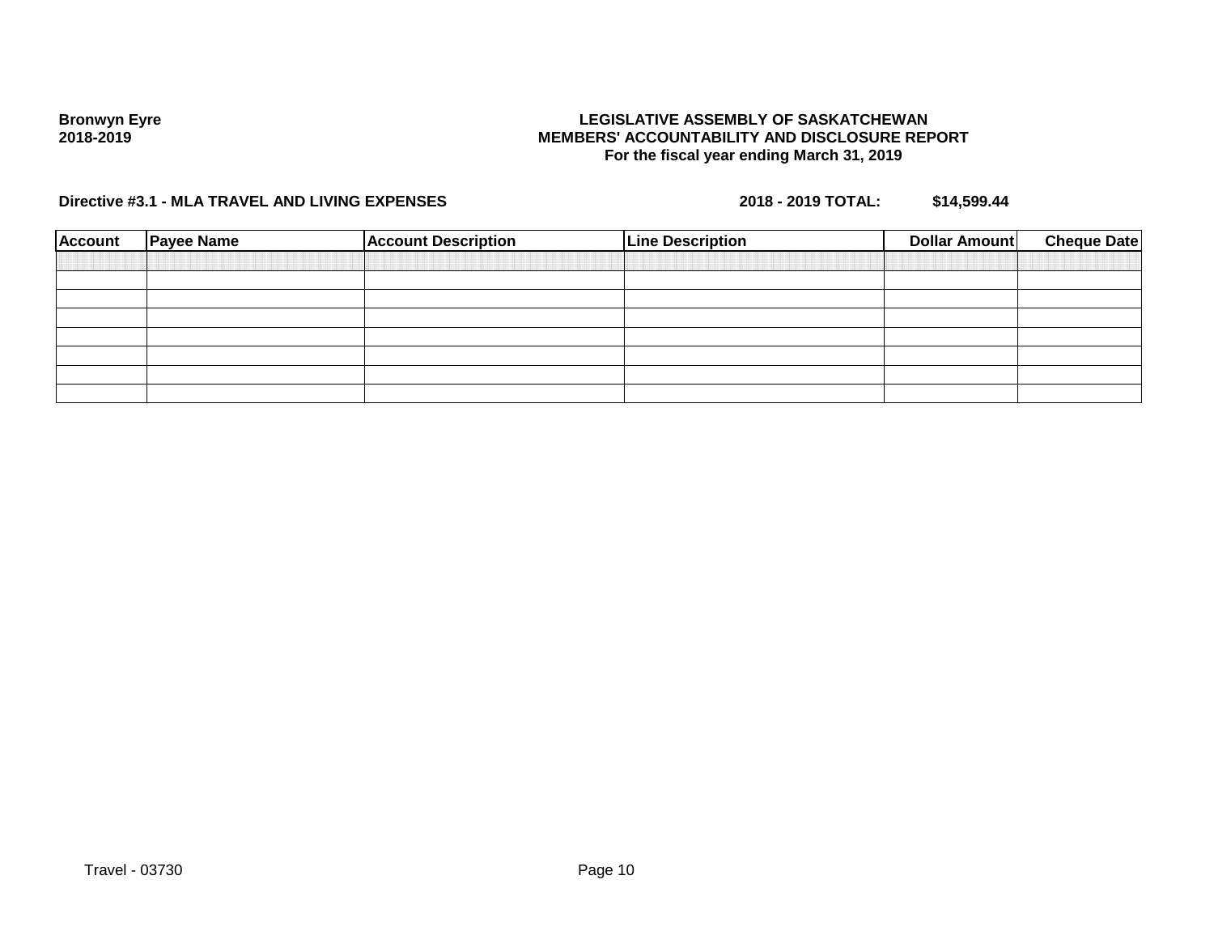**Bronwyn Eyre**
**2018-2019**

**LEGISLATIVE ASSEMBLY OF SASKATCHEWAN**
**MEMBERS' ACCOUNTABILITY AND DISCLOSURE REPORT**
**For the fiscal year ending March 31, 2019**

**Directive #3.1 - MLA TRAVEL AND LIVING EXPENSES** **2018 - 2019 TOTAL:** **$14,599.44**

| Account | Payee Name | Account Description | Line Description | Dollar Amount | Cheque Date |
|---|---|---|---|---|---|
| | | | | | |
| | | | | | |
| | | | | | |
| | | | | | |
| | | | | | |
| | | | | | |
| | | | | | |

Travel - 03730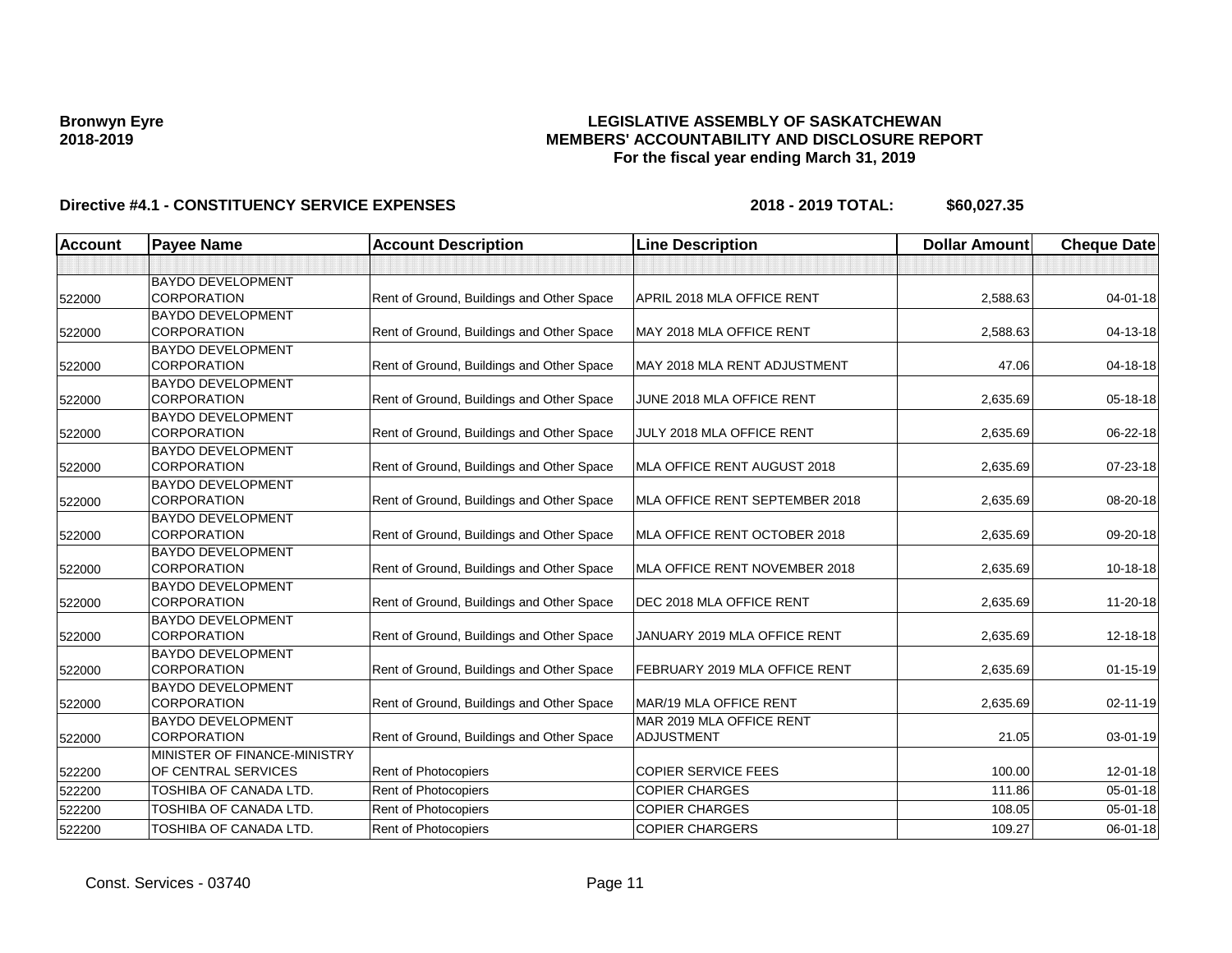**Bronwyn Eyre**
**2018-2019**

**LEGISLATIVE ASSEMBLY OF SASKATCHEWAN**
**MEMBERS' ACCOUNTABILITY AND DISCLOSURE REPORT**
**For the fiscal year ending March 31, 2019**

**Directive #4.1 - CONSTITUENCY SERVICE EXPENSES** **2018 - 2019 TOTAL: $60,027.35**

| Account | Payee Name | Account Description | Line Description | Dollar Amount | Cheque Date |
|---|---|---|---|---|---|
| | | | | | |
| 522000 | BAYDO DEVELOPMENT CORPORATION | Rent of Ground, Buildings and Other Space | APRIL 2018 MLA OFFICE RENT | 2,588.63 | 04-01-18 |
| 522000 | BAYDO DEVELOPMENT CORPORATION | Rent of Ground, Buildings and Other Space | MAY 2018 MLA OFFICE RENT | 2,588.63 | 04-13-18 |
| 522000 | BAYDO DEVELOPMENT CORPORATION | Rent of Ground, Buildings and Other Space | MAY 2018 MLA RENT ADJUSTMENT | 47.06 | 04-18-18 |
| 522000 | BAYDO DEVELOPMENT CORPORATION | Rent of Ground, Buildings and Other Space | JUNE 2018 MLA OFFICE RENT | 2,635.69 | 05-18-18 |
| 522000 | BAYDO DEVELOPMENT CORPORATION | Rent of Ground, Buildings and Other Space | JULY 2018 MLA OFFICE RENT | 2,635.69 | 06-22-18 |
| 522000 | BAYDO DEVELOPMENT CORPORATION | Rent of Ground, Buildings and Other Space | MLA OFFICE RENT AUGUST 2018 | 2,635.69 | 07-23-18 |
| 522000 | BAYDO DEVELOPMENT CORPORATION | Rent of Ground, Buildings and Other Space | MLA OFFICE RENT SEPTEMBER 2018 | 2,635.69 | 08-20-18 |
| 522000 | BAYDO DEVELOPMENT CORPORATION | Rent of Ground, Buildings and Other Space | MLA OFFICE RENT OCTOBER 2018 | 2,635.69 | 09-20-18 |
| 522000 | BAYDO DEVELOPMENT CORPORATION | Rent of Ground, Buildings and Other Space | MLA OFFICE RENT NOVEMBER 2018 | 2,635.69 | 10-18-18 |
| 522000 | BAYDO DEVELOPMENT CORPORATION | Rent of Ground, Buildings and Other Space | DEC 2018 MLA OFFICE RENT | 2,635.69 | 11-20-18 |
| 522000 | BAYDO DEVELOPMENT CORPORATION | Rent of Ground, Buildings and Other Space | JANUARY 2019 MLA OFFICE RENT | 2,635.69 | 12-18-18 |
| 522000 | BAYDO DEVELOPMENT CORPORATION | Rent of Ground, Buildings and Other Space | FEBRUARY 2019 MLA OFFICE RENT | 2,635.69 | 01-15-19 |
| 522000 | BAYDO DEVELOPMENT CORPORATION | Rent of Ground, Buildings and Other Space | MAR/19 MLA OFFICE RENT | 2,635.69 | 02-11-19 |
| 522000 | BAYDO DEVELOPMENT CORPORATION | Rent of Ground, Buildings and Other Space | MAR 2019 MLA OFFICE RENT ADJUSTMENT | 21.05 | 03-01-19 |
| 522200 | MINISTER OF FINANCE-MINISTRY OF CENTRAL SERVICES | Rent of Photocopiers | COPIER SERVICE FEES | 100.00 | 12-01-18 |
| 522200 | TOSHIBA OF CANADA LTD. | Rent of Photocopiers | COPIER CHARGES | 111.86 | 05-01-18 |
| 522200 | TOSHIBA OF CANADA LTD. | Rent of Photocopiers | COPIER CHARGES | 108.05 | 05-01-18 |
| 522200 | TOSHIBA OF CANADA LTD. | Rent of Photocopiers | COPIER CHARGERS | 109.27 | 06-01-18 |

Const. Services - 03740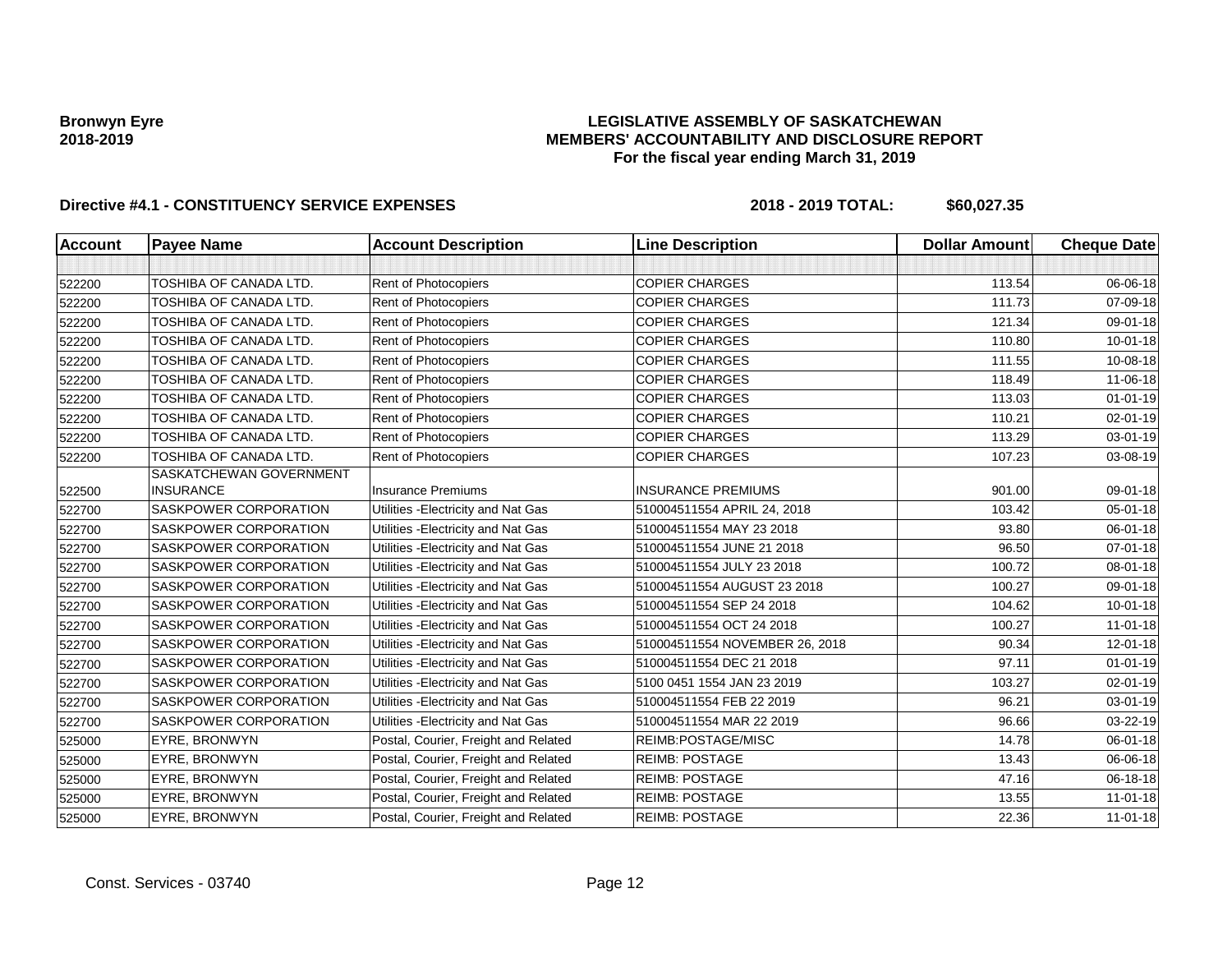**Bronwyn Eyre**
**2018-2019**

**LEGISLATIVE ASSEMBLY OF SASKATCHEWAN**
**MEMBERS' ACCOUNTABILITY AND DISCLOSURE REPORT**
**For the fiscal year ending March 31, 2019**

**Directive #4.1 - CONSTITUENCY SERVICE EXPENSES** **2018 - 2019 TOTAL: $60,027.35**

| Account | Payee Name | Account Description | Line Description | Dollar Amount | Cheque Date |
|---|---|---|---|---|---|
| | | | | | |
| 522200 | TOSHIBA OF CANADA LTD. | Rent of Photocopiers | COPIER CHARGES | 113.54 | 06-06-18 |
| 522200 | TOSHIBA OF CANADA LTD. | Rent of Photocopiers | COPIER CHARGES | 111.73 | 07-09-18 |
| 522200 | TOSHIBA OF CANADA LTD. | Rent of Photocopiers | COPIER CHARGES | 121.34 | 09-01-18 |
| 522200 | TOSHIBA OF CANADA LTD. | Rent of Photocopiers | COPIER CHARGES | 110.80 | 10-01-18 |
| 522200 | TOSHIBA OF CANADA LTD. | Rent of Photocopiers | COPIER CHARGES | 111.55 | 10-08-18 |
| 522200 | TOSHIBA OF CANADA LTD. | Rent of Photocopiers | COPIER CHARGES | 118.49 | 11-06-18 |
| 522200 | TOSHIBA OF CANADA LTD. | Rent of Photocopiers | COPIER CHARGES | 113.03 | 01-01-19 |
| 522200 | TOSHIBA OF CANADA LTD. | Rent of Photocopiers | COPIER CHARGES | 110.21 | 02-01-19 |
| 522200 | TOSHIBA OF CANADA LTD. | Rent of Photocopiers | COPIER CHARGES | 113.29 | 03-01-19 |
| 522200 | TOSHIBA OF CANADA LTD. | Rent of Photocopiers | COPIER CHARGES | 107.23 | 03-08-19 |
| 522500 | SASKATCHEWAN GOVERNMENT INSURANCE | Insurance Premiums | INSURANCE PREMIUMS | 901.00 | 09-01-18 |
| 522700 | SASKPOWER CORPORATION | Utilities -Electricity and Nat Gas | 510004511554 APRIL 24, 2018 | 103.42 | 05-01-18 |
| 522700 | SASKPOWER CORPORATION | Utilities -Electricity and Nat Gas | 510004511554 MAY 23 2018 | 93.80 | 06-01-18 |
| 522700 | SASKPOWER CORPORATION | Utilities -Electricity and Nat Gas | 510004511554 JUNE 21 2018 | 96.50 | 07-01-18 |
| 522700 | SASKPOWER CORPORATION | Utilities -Electricity and Nat Gas | 510004511554 JULY 23 2018 | 100.72 | 08-01-18 |
| 522700 | SASKPOWER CORPORATION | Utilities -Electricity and Nat Gas | 510004511554 AUGUST 23 2018 | 100.27 | 09-01-18 |
| 522700 | SASKPOWER CORPORATION | Utilities -Electricity and Nat Gas | 510004511554 SEP 24 2018 | 104.62 | 10-01-18 |
| 522700 | SASKPOWER CORPORATION | Utilities -Electricity and Nat Gas | 510004511554 OCT 24 2018 | 100.27 | 11-01-18 |
| 522700 | SASKPOWER CORPORATION | Utilities -Electricity and Nat Gas | 510004511554 NOVEMBER 26, 2018 | 90.34 | 12-01-18 |
| 522700 | SASKPOWER CORPORATION | Utilities -Electricity and Nat Gas | 510004511554 DEC 21 2018 | 97.11 | 01-01-19 |
| 522700 | SASKPOWER CORPORATION | Utilities -Electricity and Nat Gas | 5100 0451 1554 JAN 23 2019 | 103.27 | 02-01-19 |
| 522700 | SASKPOWER CORPORATION | Utilities -Electricity and Nat Gas | 510004511554 FEB 22 2019 | 96.21 | 03-01-19 |
| 522700 | SASKPOWER CORPORATION | Utilities -Electricity and Nat Gas | 510004511554 MAR 22 2019 | 96.66 | 03-22-19 |
| 525000 | EYRE, BRONWYN | Postal, Courier, Freight and Related | REIMB:POSTAGE/MISC | 14.78 | 06-01-18 |
| 525000 | EYRE, BRONWYN | Postal, Courier, Freight and Related | REIMB: POSTAGE | 13.43 | 06-06-18 |
| 525000 | EYRE, BRONWYN | Postal, Courier, Freight and Related | REIMB: POSTAGE | 47.16 | 06-18-18 |
| 525000 | EYRE, BRONWYN | Postal, Courier, Freight and Related | REIMB: POSTAGE | 13.55 | 11-01-18 |
| 525000 | EYRE, BRONWYN | Postal, Courier, Freight and Related | REIMB: POSTAGE | 22.36 | 11-01-18 |

Const. Services - 03740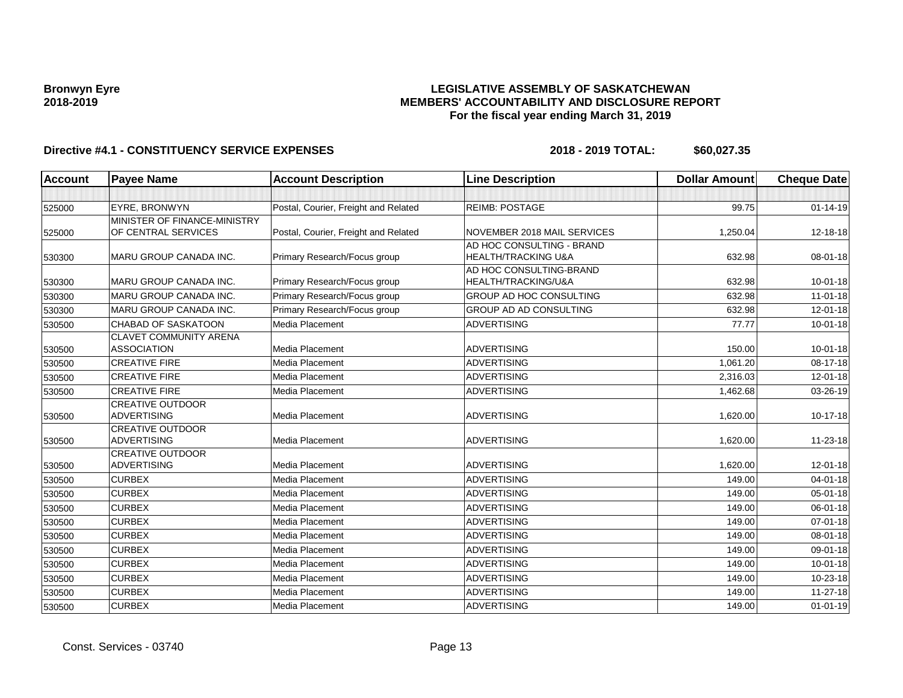**Bronwyn Eyre**
**2018-2019**

# LEGISLATIVE ASSEMBLY OF SASKATCHEWAN
## MEMBERS' ACCOUNTABILITY AND DISCLOSURE REPORT
### For the fiscal year ending March 31, 2019

**Directive #4.1 - CONSTITUENCY SERVICE EXPENSES** **2018 - 2019 TOTAL: $60,027.35**

| Account | Payee Name | Account Description | Line Description | Dollar Amount | Cheque Date |
|---|---|---|---|---|---|
| | | | | | |
| 525000 | EYRE, BRONWYN | Postal, Courier, Freight and Related | REIMB: POSTAGE | 99.75 | 01-14-19 |
| 525000 | MINISTER OF FINANCE-MINISTRY OF CENTRAL SERVICES | Postal, Courier, Freight and Related | NOVEMBER 2018 MAIL SERVICES | 1,250.04 | 12-18-18 |
| 530300 | MARU GROUP CANADA INC. | Primary Research/Focus group | AD HOC CONSULTING - BRAND HEALTH/TRACKING U&A | 632.98 | 08-01-18 |
| 530300 | MARU GROUP CANADA INC. | Primary Research/Focus group | AD HOC CONSULTING-BRAND HEALTH/TRACKING/U&A | 632.98 | 10-01-18 |
| 530300 | MARU GROUP CANADA INC. | Primary Research/Focus group | GROUP AD HOC CONSULTING | 632.98 | 11-01-18 |
| 530300 | MARU GROUP CANADA INC. | Primary Research/Focus group | GROUP AD AD CONSULTING | 632.98 | 12-01-18 |
| 530500 | CHABAD OF SASKATOON | Media Placement | ADVERTISING | 77.77 | 10-01-18 |
| 530500 | CLAVET COMMUNITY ARENA ASSOCIATION | Media Placement | ADVERTISING | 150.00 | 10-01-18 |
| 530500 | CREATIVE FIRE | Media Placement | ADVERTISING | 1,061.20 | 08-17-18 |
| 530500 | CREATIVE FIRE | Media Placement | ADVERTISING | 2,316.03 | 12-01-18 |
| 530500 | CREATIVE FIRE | Media Placement | ADVERTISING | 1,462.68 | 03-26-19 |
| 530500 | CREATIVE OUTDOOR ADVERTISING | Media Placement | ADVERTISING | 1,620.00 | 10-17-18 |
| 530500 | CREATIVE OUTDOOR ADVERTISING | Media Placement | ADVERTISING | 1,620.00 | 11-23-18 |
| 530500 | CREATIVE OUTDOOR ADVERTISING | Media Placement | ADVERTISING | 1,620.00 | 12-01-18 |
| 530500 | CURBEX | Media Placement | ADVERTISING | 149.00 | 04-01-18 |
| 530500 | CURBEX | Media Placement | ADVERTISING | 149.00 | 05-01-18 |
| 530500 | CURBEX | Media Placement | ADVERTISING | 149.00 | 06-01-18 |
| 530500 | CURBEX | Media Placement | ADVERTISING | 149.00 | 07-01-18 |
| 530500 | CURBEX | Media Placement | ADVERTISING | 149.00 | 08-01-18 |
| 530500 | CURBEX | Media Placement | ADVERTISING | 149.00 | 09-01-18 |
| 530500 | CURBEX | Media Placement | ADVERTISING | 149.00 | 10-01-18 |
| 530500 | CURBEX | Media Placement | ADVERTISING | 149.00 | 10-23-18 |
| 530500 | CURBEX | Media Placement | ADVERTISING | 149.00 | 11-27-18 |
| 530500 | CURBEX | Media Placement | ADVERTISING | 149.00 | 01-01-19 |

Const. Services - 03740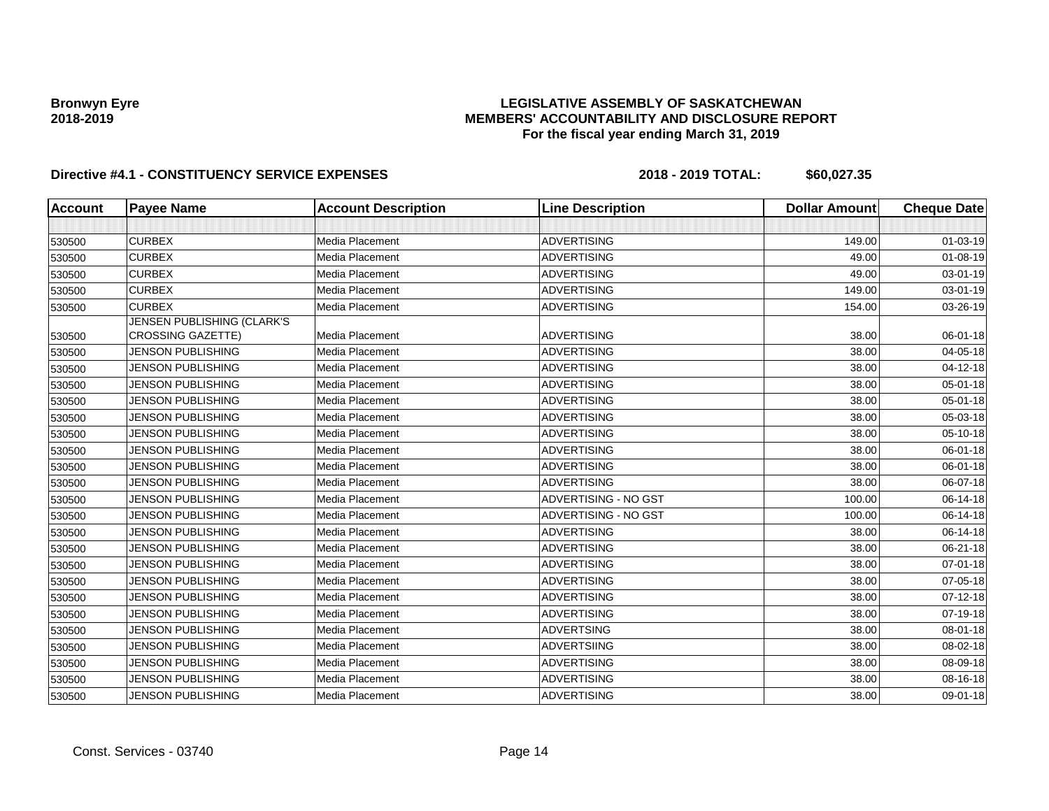**Bronwyn Eyre**
**2018-2019**

**LEGISLATIVE ASSEMBLY OF SASKATCHEWAN**
**MEMBERS' ACCOUNTABILITY AND DISCLOSURE REPORT**
**For the fiscal year ending March 31, 2019**

**Directive #4.1 - CONSTITUENCY SERVICE EXPENSES** **2018 - 2019 TOTAL: $60,027.35**

| Account | Payee Name | Account Description | Line Description | Dollar Amount | Cheque Date |
|---|---|---|---|---|---|
| | | | | | |
| 530500 | CURBEX | Media Placement | ADVERTISING | 149.00 | 01-03-19 |
| 530500 | CURBEX | Media Placement | ADVERTISING | 49.00 | 01-08-19 |
| 530500 | CURBEX | Media Placement | ADVERTISING | 49.00 | 03-01-19 |
| 530500 | CURBEX | Media Placement | ADVERTISING | 149.00 | 03-01-19 |
| 530500 | CURBEX | Media Placement | ADVERTISING | 154.00 | 03-26-19 |
| 530500 | JENSEN PUBLISHING (CLARK'S CROSSING GAZETTE) | Media Placement | ADVERTISING | 38.00 | 06-01-18 |
| 530500 | JENSON PUBLISHING | Media Placement | ADVERTISING | 38.00 | 04-05-18 |
| 530500 | JENSON PUBLISHING | Media Placement | ADVERTISING | 38.00 | 04-12-18 |
| 530500 | JENSON PUBLISHING | Media Placement | ADVERTISING | 38.00 | 05-01-18 |
| 530500 | JENSON PUBLISHING | Media Placement | ADVERTISING | 38.00 | 05-01-18 |
| 530500 | JENSON PUBLISHING | Media Placement | ADVERTISING | 38.00 | 05-03-18 |
| 530500 | JENSON PUBLISHING | Media Placement | ADVERTISING | 38.00 | 05-10-18 |
| 530500 | JENSON PUBLISHING | Media Placement | ADVERTISING | 38.00 | 06-01-18 |
| 530500 | JENSON PUBLISHING | Media Placement | ADVERTISING | 38.00 | 06-01-18 |
| 530500 | JENSON PUBLISHING | Media Placement | ADVERTISING | 38.00 | 06-07-18 |
| 530500 | JENSON PUBLISHING | Media Placement | ADVERTISING - NO GST | 100.00 | 06-14-18 |
| 530500 | JENSON PUBLISHING | Media Placement | ADVERTISING - NO GST | 100.00 | 06-14-18 |
| 530500 | JENSON PUBLISHING | Media Placement | ADVERTISING | 38.00 | 06-14-18 |
| 530500 | JENSON PUBLISHING | Media Placement | ADVERTISING | 38.00 | 06-21-18 |
| 530500 | JENSON PUBLISHING | Media Placement | ADVERTISING | 38.00 | 07-01-18 |
| 530500 | JENSON PUBLISHING | Media Placement | ADVERTISING | 38.00 | 07-05-18 |
| 530500 | JENSON PUBLISHING | Media Placement | ADVERTISING | 38.00 | 07-12-18 |
| 530500 | JENSON PUBLISHING | Media Placement | ADVERTISING | 38.00 | 07-19-18 |
| 530500 | JENSON PUBLISHING | Media Placement | ADVERTSING | 38.00 | 08-01-18 |
| 530500 | JENSON PUBLISHING | Media Placement | ADVERTSIING | 38.00 | 08-02-18 |
| 530500 | JENSON PUBLISHING | Media Placement | ADVERTISING | 38.00 | 08-09-18 |
| 530500 | JENSON PUBLISHING | Media Placement | ADVERTISING | 38.00 | 08-16-18 |
| 530500 | JENSON PUBLISHING | Media Placement | ADVERTISING | 38.00 | 09-01-18 |

Const. Services - 03740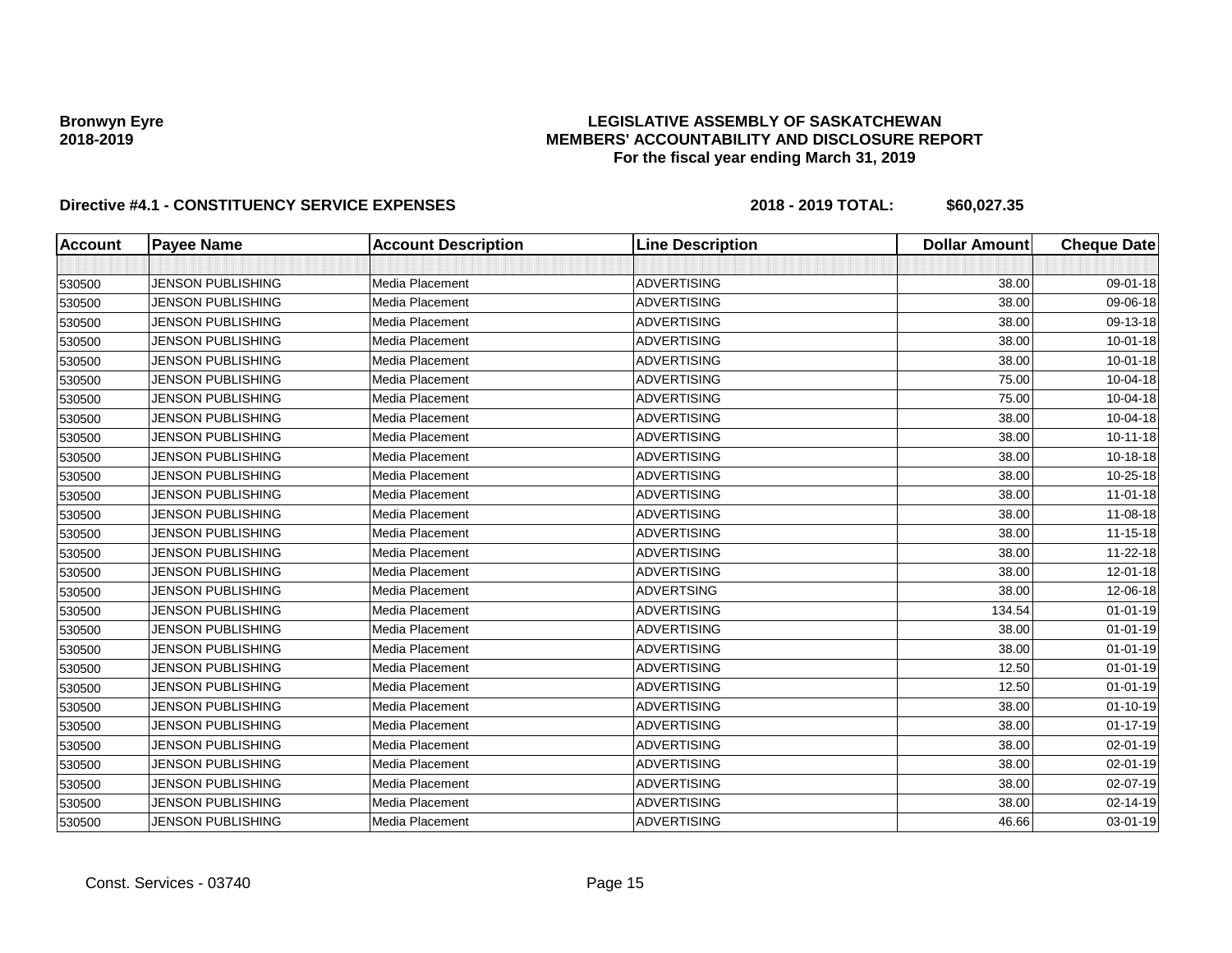**Bronwyn Eyre**
**2018-2019**

**LEGISLATIVE ASSEMBLY OF SASKATCHEWAN**
**MEMBERS' ACCOUNTABILITY AND DISCLOSURE REPORT**
**For the fiscal year ending March 31, 2019**

**Directive #4.1 - CONSTITUENCY SERVICE EXPENSES** **2018 - 2019 TOTAL: $60,027.35**

| Account | Payee Name | Account Description | Line Description | Dollar Amount | Cheque Date |
|---|---|---|---|---|---|
| | | | | | |
| 530500 | JENSON PUBLISHING | Media Placement | ADVERTISING | 38.00 | 09-01-18 |
| 530500 | JENSON PUBLISHING | Media Placement | ADVERTISING | 38.00 | 09-06-18 |
| 530500 | JENSON PUBLISHING | Media Placement | ADVERTISING | 38.00 | 09-13-18 |
| 530500 | JENSON PUBLISHING | Media Placement | ADVERTISING | 38.00 | 10-01-18 |
| 530500 | JENSON PUBLISHING | Media Placement | ADVERTISING | 38.00 | 10-01-18 |
| 530500 | JENSON PUBLISHING | Media Placement | ADVERTISING | 75.00 | 10-04-18 |
| 530500 | JENSON PUBLISHING | Media Placement | ADVERTISING | 75.00 | 10-04-18 |
| 530500 | JENSON PUBLISHING | Media Placement | ADVERTISING | 38.00 | 10-04-18 |
| 530500 | JENSON PUBLISHING | Media Placement | ADVERTISING | 38.00 | 10-11-18 |
| 530500 | JENSON PUBLISHING | Media Placement | ADVERTISING | 38.00 | 10-18-18 |
| 530500 | JENSON PUBLISHING | Media Placement | ADVERTISING | 38.00 | 10-25-18 |
| 530500 | JENSON PUBLISHING | Media Placement | ADVERTISING | 38.00 | 11-01-18 |
| 530500 | JENSON PUBLISHING | Media Placement | ADVERTISING | 38.00 | 11-08-18 |
| 530500 | JENSON PUBLISHING | Media Placement | ADVERTISING | 38.00 | 11-15-18 |
| 530500 | JENSON PUBLISHING | Media Placement | ADVERTISING | 38.00 | 11-22-18 |
| 530500 | JENSON PUBLISHING | Media Placement | ADVERTISING | 38.00 | 12-01-18 |
| 530500 | JENSON PUBLISHING | Media Placement | ADVERTSING | 38.00 | 12-06-18 |
| 530500 | JENSON PUBLISHING | Media Placement | ADVERTISING | 134.54 | 01-01-19 |
| 530500 | JENSON PUBLISHING | Media Placement | ADVERTISING | 38.00 | 01-01-19 |
| 530500 | JENSON PUBLISHING | Media Placement | ADVERTISING | 38.00 | 01-01-19 |
| 530500 | JENSON PUBLISHING | Media Placement | ADVERTISING | 12.50 | 01-01-19 |
| 530500 | JENSON PUBLISHING | Media Placement | ADVERTISING | 12.50 | 01-01-19 |
| 530500 | JENSON PUBLISHING | Media Placement | ADVERTISING | 38.00 | 01-10-19 |
| 530500 | JENSON PUBLISHING | Media Placement | ADVERTISING | 38.00 | 01-17-19 |
| 530500 | JENSON PUBLISHING | Media Placement | ADVERTISING | 38.00 | 02-01-19 |
| 530500 | JENSON PUBLISHING | Media Placement | ADVERTISING | 38.00 | 02-01-19 |
| 530500 | JENSON PUBLISHING | Media Placement | ADVERTISING | 38.00 | 02-07-19 |
| 530500 | JENSON PUBLISHING | Media Placement | ADVERTISING | 38.00 | 02-14-19 |
| 530500 | JENSON PUBLISHING | Media Placement | ADVERTISING | 46.66 | 03-01-19 |

Const. Services - 03740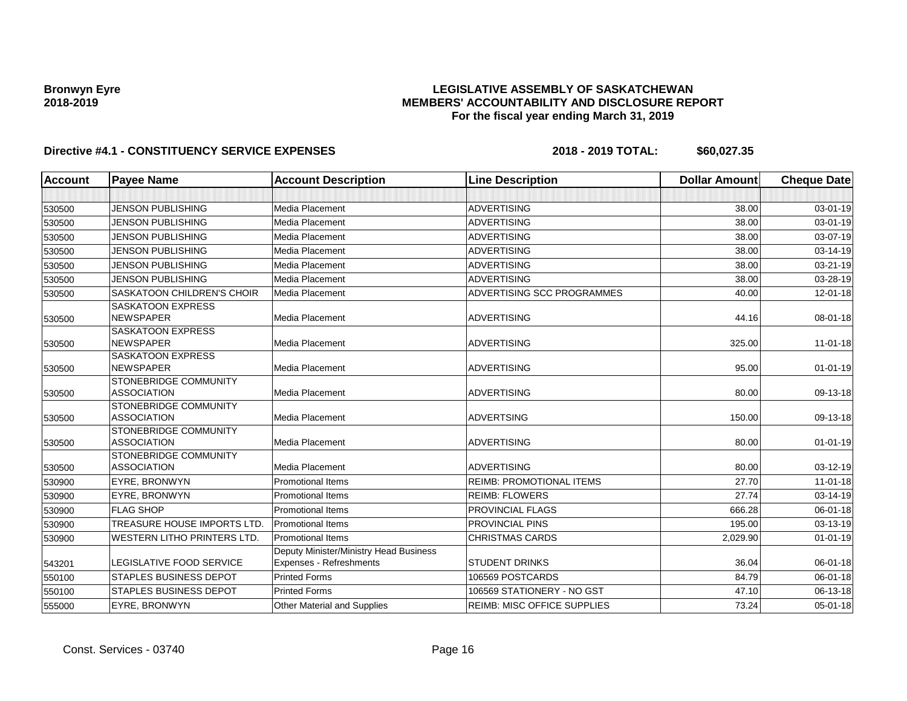**Bronwyn Eyre**
**2018-2019**

**LEGISLATIVE ASSEMBLY OF SASKATCHEWAN**
**MEMBERS' ACCOUNTABILITY AND DISCLOSURE REPORT**
**For the fiscal year ending March 31, 2019**

**Directive #4.1 - CONSTITUENCY SERVICE EXPENSES** **2018 - 2019 TOTAL: $60,027.35**

| Account | Payee Name | Account Description | Line Description | Dollar Amount | Cheque Date |
|---|---|---|---|---|---|
| | | | | | |
| 530500 | JENSON PUBLISHING | Media Placement | ADVERTISING | 38.00 | 03-01-19 |
| 530500 | JENSON PUBLISHING | Media Placement | ADVERTISING | 38.00 | 03-01-19 |
| 530500 | JENSON PUBLISHING | Media Placement | ADVERTISING | 38.00 | 03-07-19 |
| 530500 | JENSON PUBLISHING | Media Placement | ADVERTISING | 38.00 | 03-14-19 |
| 530500 | JENSON PUBLISHING | Media Placement | ADVERTISING | 38.00 | 03-21-19 |
| 530500 | JENSON PUBLISHING | Media Placement | ADVERTISING | 38.00 | 03-28-19 |
| 530500 | SASKATOON CHILDREN'S CHOIR | Media Placement | ADVERTISING SCC PROGRAMMES | 40.00 | 12-01-18 |
| 530500 | SASKATOON EXPRESS NEWSPAPER | Media Placement | ADVERTISING | 44.16 | 08-01-18 |
| 530500 | SASKATOON EXPRESS NEWSPAPER | Media Placement | ADVERTISING | 325.00 | 11-01-18 |
| 530500 | SASKATOON EXPRESS NEWSPAPER | Media Placement | ADVERTISING | 95.00 | 01-01-19 |
| 530500 | STONEBRIDGE COMMUNITY ASSOCIATION | Media Placement | ADVERTISING | 80.00 | 09-13-18 |
| 530500 | STONEBRIDGE COMMUNITY ASSOCIATION | Media Placement | ADVERTSING | 150.00 | 09-13-18 |
| 530500 | STONEBRIDGE COMMUNITY ASSOCIATION | Media Placement | ADVERTISING | 80.00 | 01-01-19 |
| 530500 | STONEBRIDGE COMMUNITY ASSOCIATION | Media Placement | ADVERTISING | 80.00 | 03-12-19 |
| 530900 | EYRE, BRONWYN | Promotional Items | REIMB: PROMOTIONAL ITEMS | 27.70 | 11-01-18 |
| 530900 | EYRE, BRONWYN | Promotional Items | REIMB: FLOWERS | 27.74 | 03-14-19 |
| 530900 | FLAG SHOP | Promotional Items | PROVINCIAL FLAGS | 666.28 | 06-01-18 |
| 530900 | TREASURE HOUSE IMPORTS LTD. | Promotional Items | PROVINCIAL PINS | 195.00 | 03-13-19 |
| 530900 | WESTERN LITHO PRINTERS LTD. | Promotional Items | CHRISTMAS CARDS | 2,029.90 | 01-01-19 |
| 543201 | LEGISLATIVE FOOD SERVICE | Deputy Minister/Ministry Head Business Expenses - Refreshments | STUDENT DRINKS | 36.04 | 06-01-18 |
| 550100 | STAPLES BUSINESS DEPOT | Printed Forms | 106569 POSTCARDS | 84.79 | 06-01-18 |
| 550100 | STAPLES BUSINESS DEPOT | Printed Forms | 106569 STATIONERY - NO GST | 47.10 | 06-13-18 |
| 555000 | EYRE, BRONWYN | Other Material and Supplies | REIMB: MISC OFFICE SUPPLIES | 73.24 | 05-01-18 |

Const. Services - 03740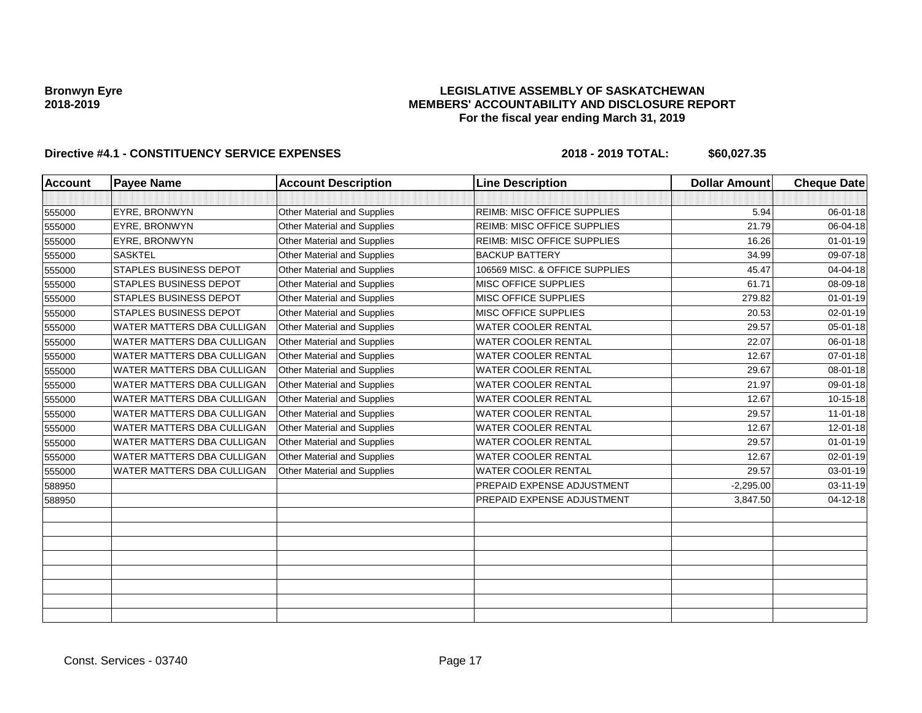**Bronwyn Eyre**
**2018-2019**

**LEGISLATIVE ASSEMBLY OF SASKATCHEWAN**
**MEMBERS' ACCOUNTABILITY AND DISCLOSURE REPORT**
**For the fiscal year ending March 31, 2019**

**Directive #4.1 - CONSTITUENCY SERVICE EXPENSES** **2018 - 2019 TOTAL: $60,027.35**

| Account | Payee Name | Account Description | Line Description | Dollar Amount | Cheque Date |
|---|---|---|---|---|---|
| | | | | | |
| 555000 | EYRE, BRONWYN | Other Material and Supplies | REIMB: MISC OFFICE SUPPLIES | 5.94 | 06-01-18 |
| 555000 | EYRE, BRONWYN | Other Material and Supplies | REIMB: MISC OFFICE SUPPLIES | 21.79 | 06-04-18 |
| 555000 | EYRE, BRONWYN | Other Material and Supplies | REIMB: MISC OFFICE SUPPLIES | 16.26 | 01-01-19 |
| 555000 | SASKTEL | Other Material and Supplies | BACKUP BATTERY | 34.99 | 09-07-18 |
| 555000 | STAPLES BUSINESS DEPOT | Other Material and Supplies | 106569 MISC. & OFFICE SUPPLIES | 45.47 | 04-04-18 |
| 555000 | STAPLES BUSINESS DEPOT | Other Material and Supplies | MISC OFFICE SUPPLIES | 61.71 | 08-09-18 |
| 555000 | STAPLES BUSINESS DEPOT | Other Material and Supplies | MISC OFFICE SUPPLIES | 279.82 | 01-01-19 |
| 555000 | STAPLES BUSINESS DEPOT | Other Material and Supplies | MISC OFFICE SUPPLIES | 20.53 | 02-01-19 |
| 555000 | WATER MATTERS DBA CULLIGAN | Other Material and Supplies | WATER COOLER RENTAL | 29.57 | 05-01-18 |
| 555000 | WATER MATTERS DBA CULLIGAN | Other Material and Supplies | WATER COOLER RENTAL | 22.07 | 06-01-18 |
| 555000 | WATER MATTERS DBA CULLIGAN | Other Material and Supplies | WATER COOLER RENTAL | 12.67 | 07-01-18 |
| 555000 | WATER MATTERS DBA CULLIGAN | Other Material and Supplies | WATER COOLER RENTAL | 29.67 | 08-01-18 |
| 555000 | WATER MATTERS DBA CULLIGAN | Other Material and Supplies | WATER COOLER RENTAL | 21.97 | 09-01-18 |
| 555000 | WATER MATTERS DBA CULLIGAN | Other Material and Supplies | WATER COOLER RENTAL | 12.67 | 10-15-18 |
| 555000 | WATER MATTERS DBA CULLIGAN | Other Material and Supplies | WATER COOLER RENTAL | 29.57 | 11-01-18 |
| 555000 | WATER MATTERS DBA CULLIGAN | Other Material and Supplies | WATER COOLER RENTAL | 12.67 | 12-01-18 |
| 555000 | WATER MATTERS DBA CULLIGAN | Other Material and Supplies | WATER COOLER RENTAL | 29.57 | 01-01-19 |
| 555000 | WATER MATTERS DBA CULLIGAN | Other Material and Supplies | WATER COOLER RENTAL | 12.67 | 02-01-19 |
| 555000 | WATER MATTERS DBA CULLIGAN | Other Material and Supplies | WATER COOLER RENTAL | 29.57 | 03-01-19 |
| 588950 | | | PREPAID EXPENSE ADJUSTMENT | -2,295.00 | 03-11-19 |
| 588950 | | | PREPAID EXPENSE ADJUSTMENT | 3,847.50 | 04-12-18 |

Const. Services - 03740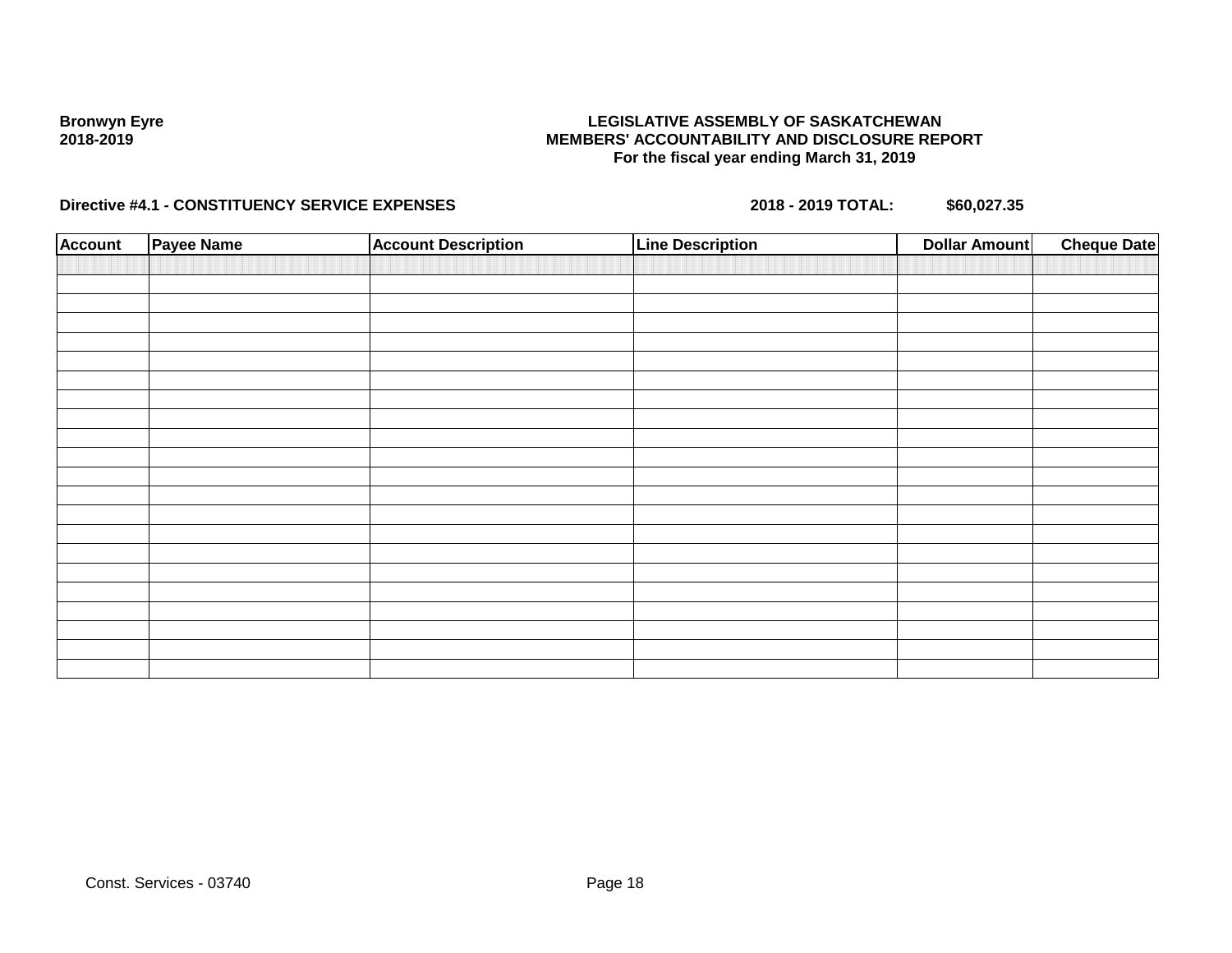**Bronwyn Eyre**
**2018-2019**

**LEGISLATIVE ASSEMBLY OF SASKATCHEWAN**
**MEMBERS' ACCOUNTABILITY AND DISCLOSURE REPORT**
**For the fiscal year ending March 31, 2019**

**Directive #4.1 - CONSTITUENCY SERVICE EXPENSES** **2018 - 2019 TOTAL: $60,027.35**

| Account | Payee Name | Account Description | Line Description | Dollar Amount | Cheque Date |
|---|---|---|---|---|---|
| | | | | | |
| | | | | | |
| | | | | | |
| | | | | | |
| | | | | | |
| | | | | | |
| | | | | | |
| | | | | | |
| | | | | | |
| | | | | | |
| | | | | | |
| | | | | | |
| | | | | | |
| | | | | | |
| | | | | | |
| | | | | | |
| | | | | | |
| | | | | | |
| | | | | | |
| | | | | | |
| | | | | | |
| | | | | | |

Const. Services - 03740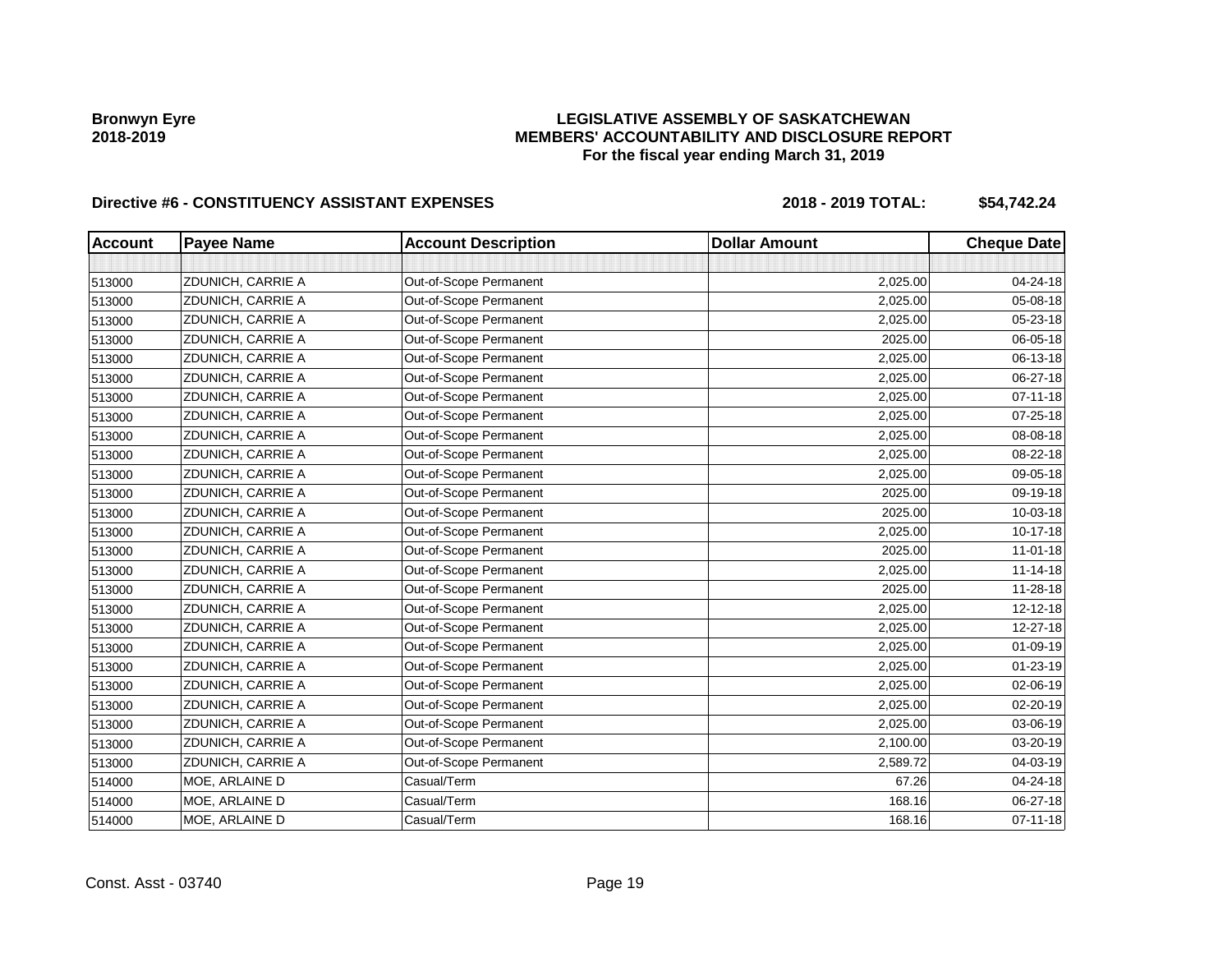**Bronwyn Eyre**
**2018-2019**

**LEGISLATIVE ASSEMBLY OF SASKATCHEWAN**
**MEMBERS' ACCOUNTABILITY AND DISCLOSURE REPORT**
**For the fiscal year ending March 31, 2019**

**Directive #6 - CONSTITUENCY ASSISTANT EXPENSES** **2018 - 2019 TOTAL: $54,742.24**

| Account | Payee Name | Account Description | Dollar Amount | Cheque Date |
|---|---|---|---|---|
| | | | | |
| 513000 | ZDUNICH, CARRIE A | Out-of-Scope Permanent | 2,025.00 | 04-24-18 |
| 513000 | ZDUNICH, CARRIE A | Out-of-Scope Permanent | 2,025.00 | 05-08-18 |
| 513000 | ZDUNICH, CARRIE A | Out-of-Scope Permanent | 2,025.00 | 05-23-18 |
| 513000 | ZDUNICH, CARRIE A | Out-of-Scope Permanent | 2025.00 | 06-05-18 |
| 513000 | ZDUNICH, CARRIE A | Out-of-Scope Permanent | 2,025.00 | 06-13-18 |
| 513000 | ZDUNICH, CARRIE A | Out-of-Scope Permanent | 2,025.00 | 06-27-18 |
| 513000 | ZDUNICH, CARRIE A | Out-of-Scope Permanent | 2,025.00 | 07-11-18 |
| 513000 | ZDUNICH, CARRIE A | Out-of-Scope Permanent | 2,025.00 | 07-25-18 |
| 513000 | ZDUNICH, CARRIE A | Out-of-Scope Permanent | 2,025.00 | 08-08-18 |
| 513000 | ZDUNICH, CARRIE A | Out-of-Scope Permanent | 2,025.00 | 08-22-18 |
| 513000 | ZDUNICH, CARRIE A | Out-of-Scope Permanent | 2,025.00 | 09-05-18 |
| 513000 | ZDUNICH, CARRIE A | Out-of-Scope Permanent | 2025.00 | 09-19-18 |
| 513000 | ZDUNICH, CARRIE A | Out-of-Scope Permanent | 2025.00 | 10-03-18 |
| 513000 | ZDUNICH, CARRIE A | Out-of-Scope Permanent | 2,025.00 | 10-17-18 |
| 513000 | ZDUNICH, CARRIE A | Out-of-Scope Permanent | 2025.00 | 11-01-18 |
| 513000 | ZDUNICH, CARRIE A | Out-of-Scope Permanent | 2,025.00 | 11-14-18 |
| 513000 | ZDUNICH, CARRIE A | Out-of-Scope Permanent | 2025.00 | 11-28-18 |
| 513000 | ZDUNICH, CARRIE A | Out-of-Scope Permanent | 2,025.00 | 12-12-18 |
| 513000 | ZDUNICH, CARRIE A | Out-of-Scope Permanent | 2,025.00 | 12-27-18 |
| 513000 | ZDUNICH, CARRIE A | Out-of-Scope Permanent | 2,025.00 | 01-09-19 |
| 513000 | ZDUNICH, CARRIE A | Out-of-Scope Permanent | 2,025.00 | 01-23-19 |
| 513000 | ZDUNICH, CARRIE A | Out-of-Scope Permanent | 2,025.00 | 02-06-19 |
| 513000 | ZDUNICH, CARRIE A | Out-of-Scope Permanent | 2,025.00 | 02-20-19 |
| 513000 | ZDUNICH, CARRIE A | Out-of-Scope Permanent | 2,025.00 | 03-06-19 |
| 513000 | ZDUNICH, CARRIE A | Out-of-Scope Permanent | 2,100.00 | 03-20-19 |
| 513000 | ZDUNICH, CARRIE A | Out-of-Scope Permanent | 2,589.72 | 04-03-19 |
| 514000 | MOE, ARLAINE D | Casual/Term | 67.26 | 04-24-18 |
| 514000 | MOE, ARLAINE D | Casual/Term | 168.16 | 06-27-18 |
| 514000 | MOE, ARLAINE D | Casual/Term | 168.16 | 07-11-18 |

Const. Asst - 03740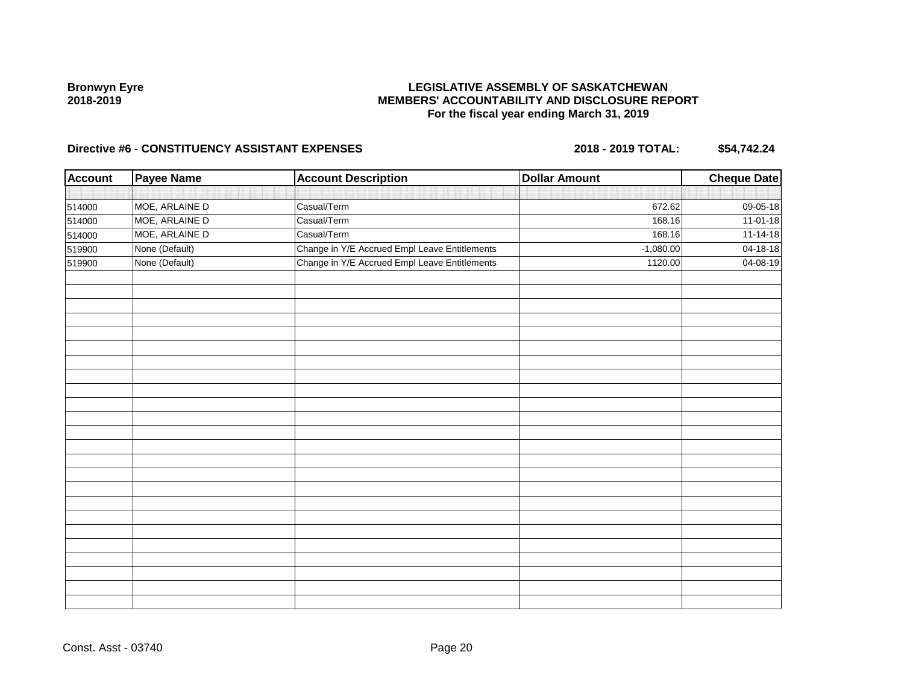**Bronwyn Eyre**
**2018-2019**

**LEGISLATIVE ASSEMBLY OF SASKATCHEWAN**
**MEMBERS' ACCOUNTABILITY AND DISCLOSURE REPORT**
**For the fiscal year ending March 31, 2019**

**Directive #6 - CONSTITUENCY ASSISTANT EXPENSES** **2018 - 2019 TOTAL: $54,742.24**

| Account | Payee Name | Account Description | Dollar Amount | Cheque Date |
|---|---|---|---|---|
| 514000 | MOE, ARLAINE D | Casual/Term | 672.62 | 09-05-18 |
| 514000 | MOE, ARLAINE D | Casual/Term | 168.16 | 11-01-18 |
| 514000 | MOE, ARLAINE D | Casual/Term | 168.16 | 11-14-18 |
| 519900 | None (Default) | Change in Y/E Accrued Empl Leave Entitlements | -1,080.00 | 04-18-18 |
| 519900 | None (Default) | Change in Y/E Accrued Empl Leave Entitlements | 1120.00 | 04-08-19 |

Const. Asst - 03740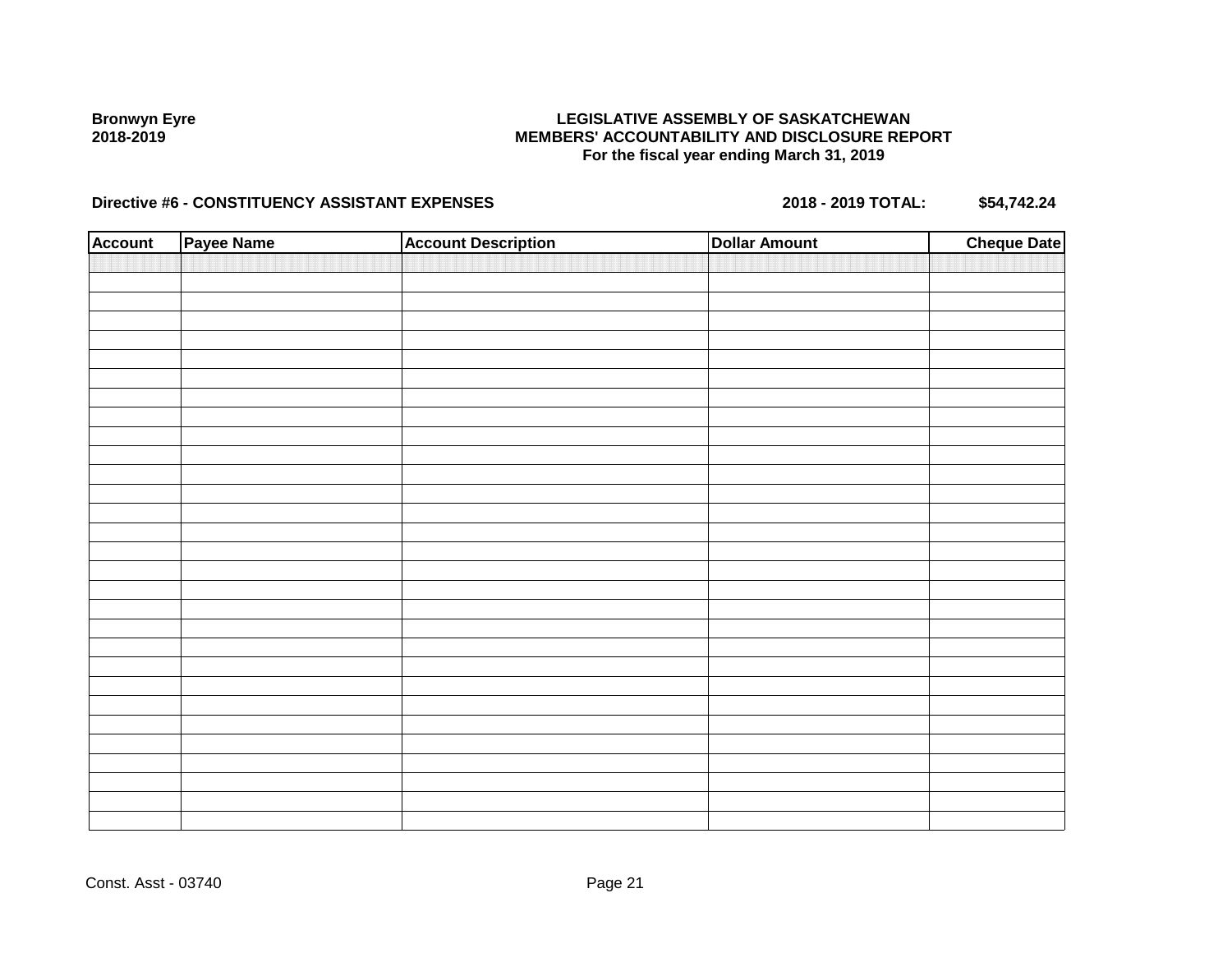**Bronwyn Eyre**
**2018-2019**

**LEGISLATIVE ASSEMBLY OF SASKATCHEWAN**
**MEMBERS' ACCOUNTABILITY AND DISCLOSURE REPORT**
**For the fiscal year ending March 31, 2019**

**Directive #6 - CONSTITUENCY ASSISTANT EXPENSES** **2018 - 2019 TOTAL: $54,742.24**

| Account | Payee Name | Account Description | Dollar Amount | Cheque Date |
|---|---|---|---|---|
| | | | | |

Const. Asst - 03740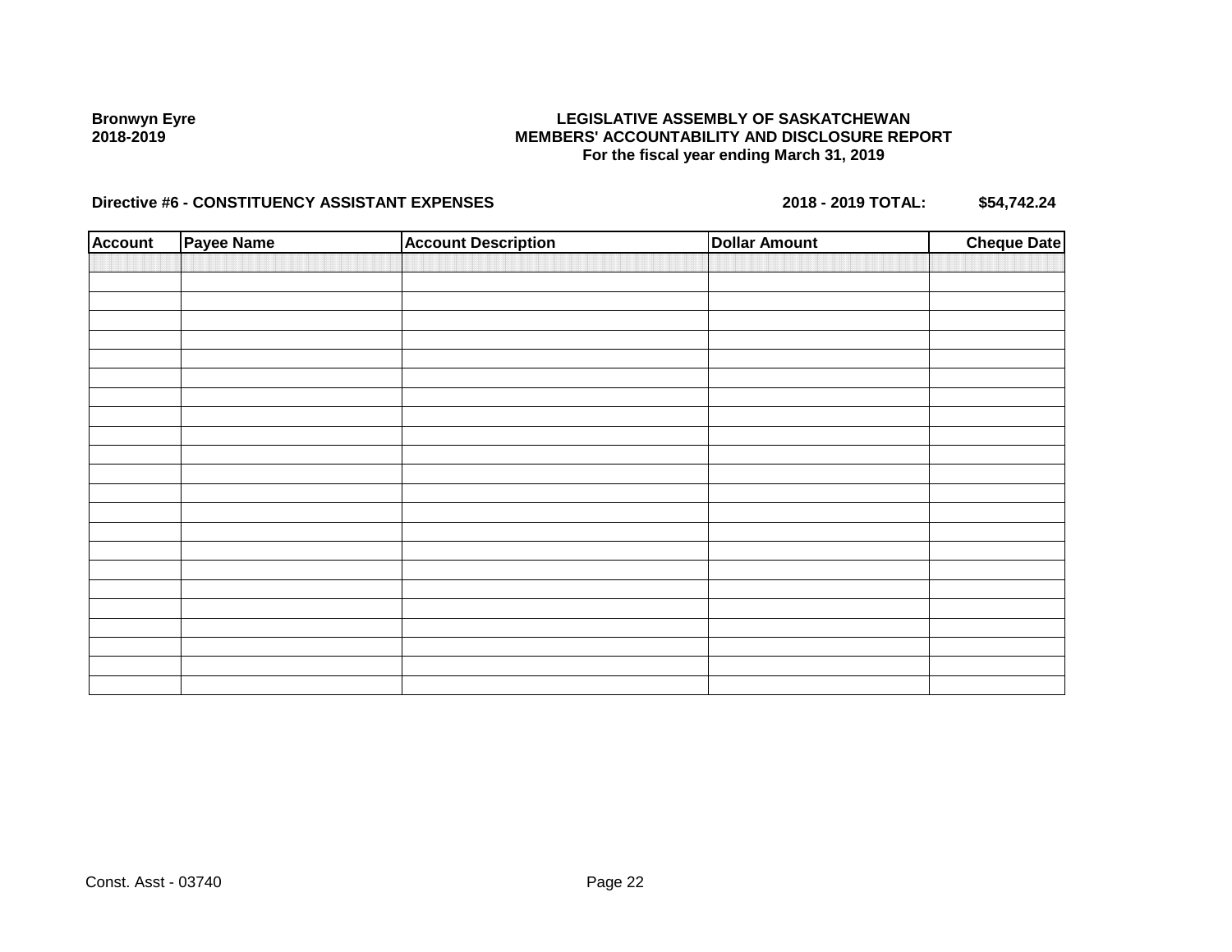**Bronwyn Eyre**
**2018-2019**

**LEGISLATIVE ASSEMBLY OF SASKATCHEWAN**
**MEMBERS' ACCOUNTABILITY AND DISCLOSURE REPORT**
**For the fiscal year ending March 31, 2019**

**Directive #6 - CONSTITUENCY ASSISTANT EXPENSES** **2018 - 2019 TOTAL: $54,742.24**

| Account | Payee Name | Account Description | Dollar Amount | Cheque Date |
|---|---|---|---|---|
| | | | | |

Const. Asst - 03740